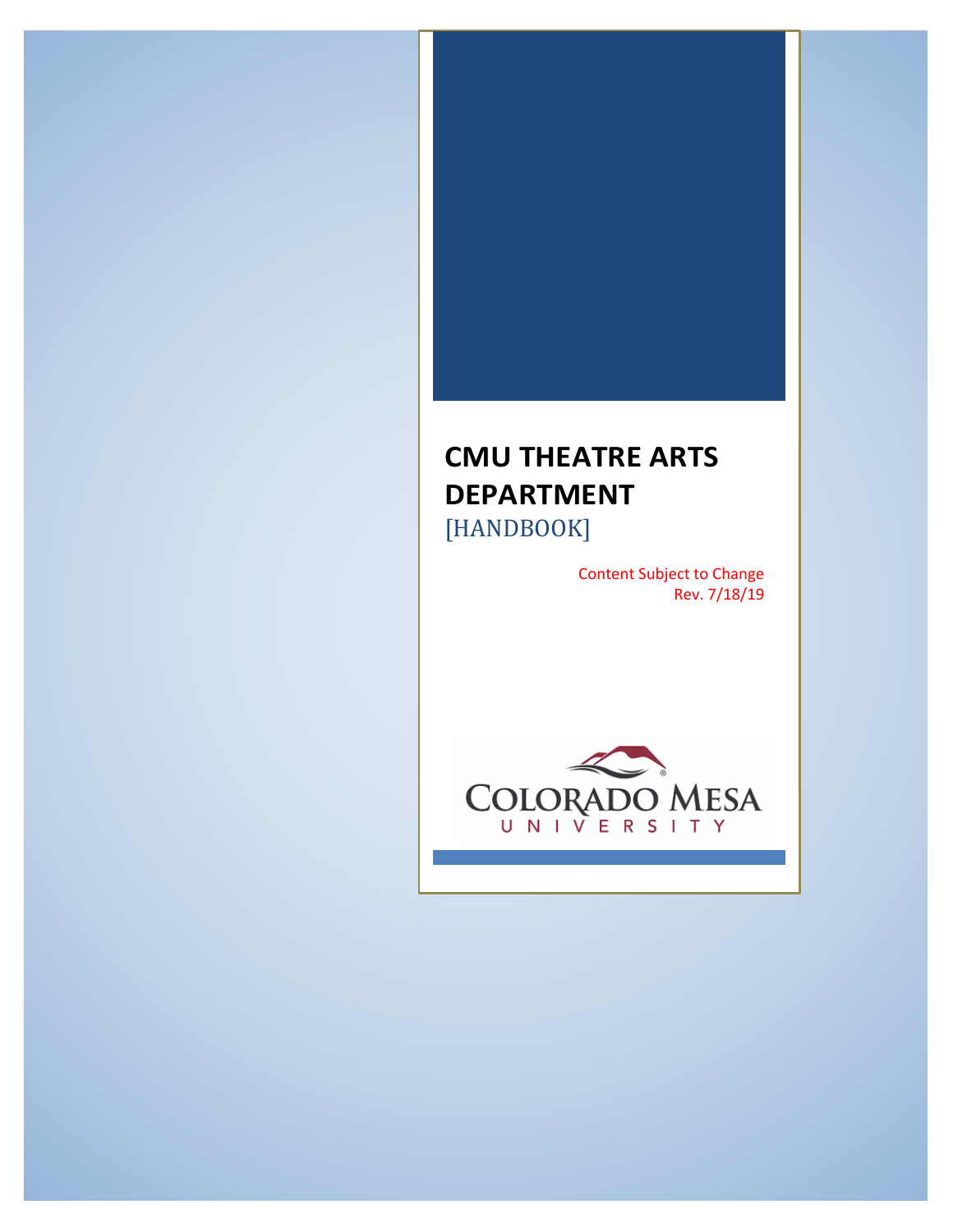# CMU THEATRE ARTS DEPARTMENT

[HANDBOOK]

Content Subject to Change
Rev. 7/18/19

COLORADO MESA UNIVERSITY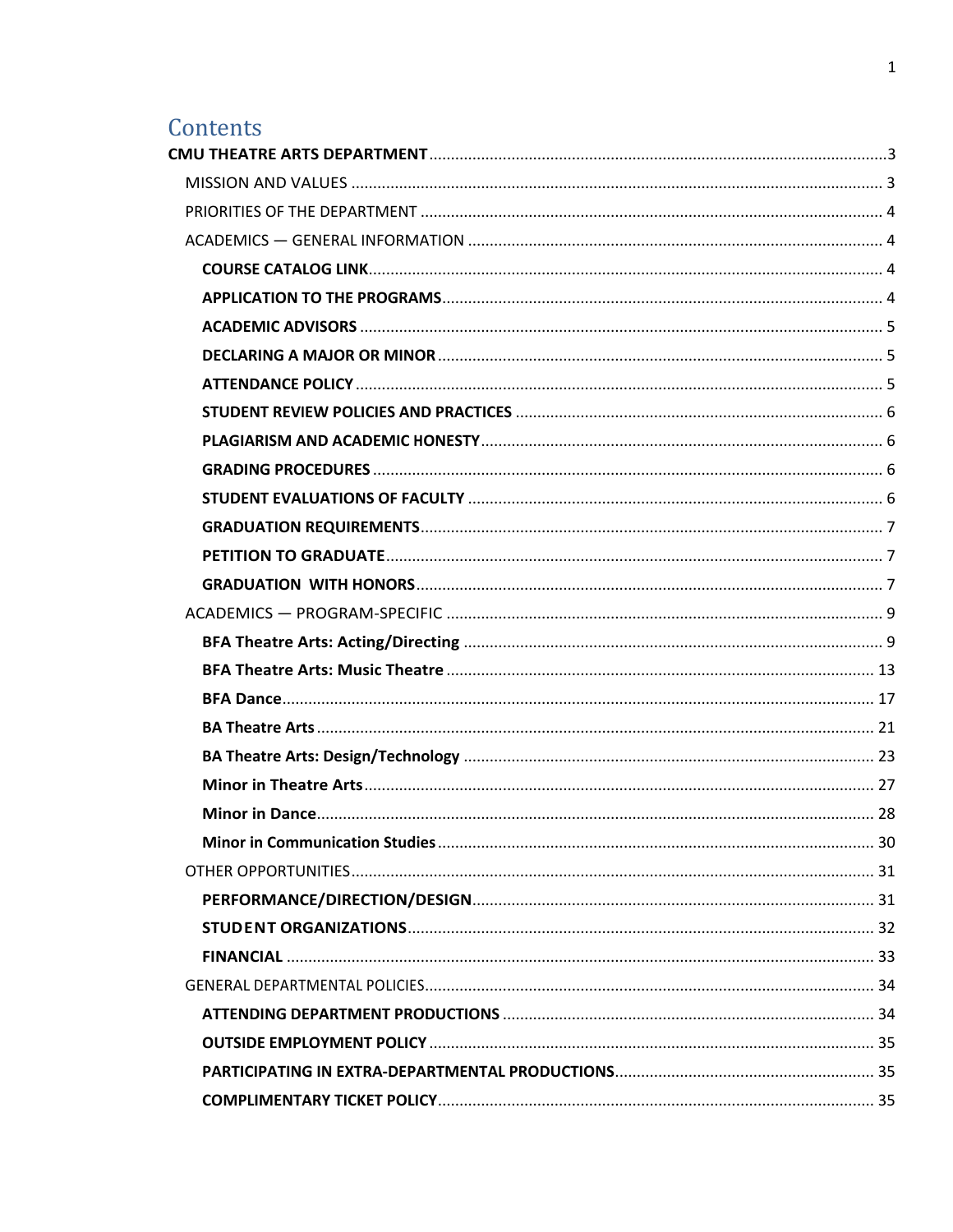# Contents

**CMU THEATRE ARTS DEPARTMENT** ........ 3

- MISSION AND VALUES ........ 3
- PRIORITIES OF THE DEPARTMENT ........ 4
- ACADEMICS — GENERAL INFORMATION ........ 4
  - **COURSE CATALOG LINK** ........ 4
  - **APPLICATION TO THE PROGRAMS** ........ 4
  - **ACADEMIC ADVISORS** ........ 5
  - **DECLARING A MAJOR OR MINOR** ........ 5
  - **ATTENDANCE POLICY** ........ 5
  - **STUDENT REVIEW POLICIES AND PRACTICES** ........ 6
  - **PLAGIARISM AND ACADEMIC HONESTY** ........ 6
  - **GRADING PROCEDURES** ........ 6
  - **STUDENT EVALUATIONS OF FACULTY** ........ 6
  - **GRADUATION REQUIREMENTS** ........ 7
  - **PETITION TO GRADUATE** ........ 7
  - **GRADUATION WITH HONORS** ........ 7
- ACADEMICS — PROGRAM-SPECIFIC ........ 9
  - **BFA Theatre Arts: Acting/Directing** ........ 9
  - **BFA Theatre Arts: Music Theatre** ........ 13
  - **BFA Dance** ........ 17
  - **BA Theatre Arts** ........ 21
  - **BA Theatre Arts: Design/Technology** ........ 23
  - **Minor in Theatre Arts** ........ 27
  - **Minor in Dance** ........ 28
  - **Minor in Communication Studies** ........ 30
- OTHER OPPORTUNITIES ........ 31
  - **PERFORMANCE/DIRECTION/DESIGN** ........ 31
  - **STUDENT ORGANIZATIONS** ........ 32
  - **FINANCIAL** ........ 33
- GENERAL DEPARTMENTAL POLICIES ........ 34
  - **ATTENDING DEPARTMENT PRODUCTIONS** ........ 34
  - **OUTSIDE EMPLOYMENT POLICY** ........ 35
  - **PARTICIPATING IN EXTRA-DEPARTMENTAL PRODUCTIONS** ........ 35
  - **COMPLIMENTARY TICKET POLICY** ........ 35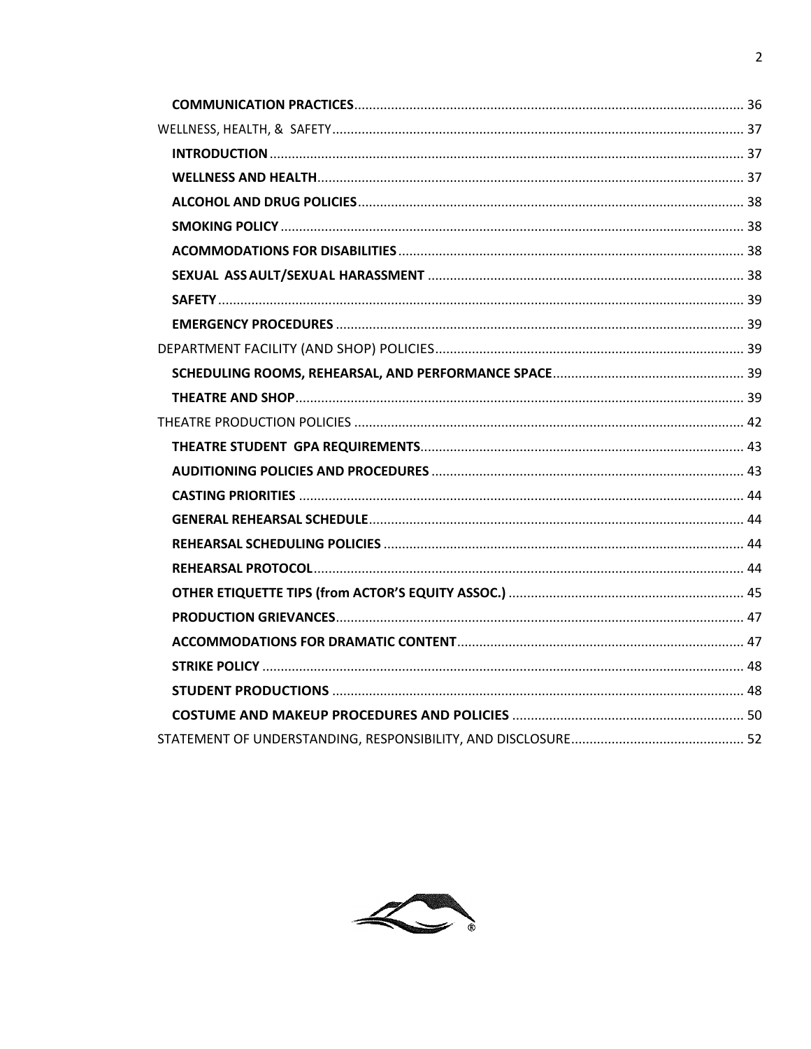**COMMUNICATION PRACTICES** .......... 36

WELLNESS, HEALTH, & SAFETY .......... 37

**INTRODUCTION** .......... 37

**WELLNESS AND HEALTH** .......... 37

**ALCOHOL AND DRUG POLICIES** .......... 38

**SMOKING POLICY** .......... 38

**ACOMMODATIONS FOR DISABILITIES** .......... 38

**SEXUAL ASSAULT/SEXUAL HARASSMENT** .......... 38

**SAFETY** .......... 39

**EMERGENCY PROCEDURES** .......... 39

DEPARTMENT FACILITY (AND SHOP) POLICIES .......... 39

**SCHEDULING ROOMS, REHEARSAL, AND PERFORMANCE SPACE** .......... 39

**THEATRE AND SHOP** .......... 39

THEATRE PRODUCTION POLICIES .......... 42

**THEATRE STUDENT GPA REQUIREMENTS** .......... 43

**AUDITIONING POLICIES AND PROCEDURES** .......... 43

**CASTING PRIORITIES** .......... 44

**GENERAL REHEARSAL SCHEDULE** .......... 44

**REHEARSAL SCHEDULING POLICIES** .......... 44

**REHEARSAL PROTOCOL** .......... 44

**OTHER ETIQUETTE TIPS (from ACTOR'S EQUITY ASSOC.)** .......... 45

**PRODUCTION GRIEVANCES** .......... 47

**ACCOMMODATIONS FOR DRAMATIC CONTENT** .......... 47

**STRIKE POLICY** .......... 48

**STUDENT PRODUCTIONS** .......... 48

**COSTUME AND MAKEUP PROCEDURES AND POLICIES** .......... 50

STATEMENT OF UNDERSTANDING, RESPONSIBILITY, AND DISCLOSURE .......... 52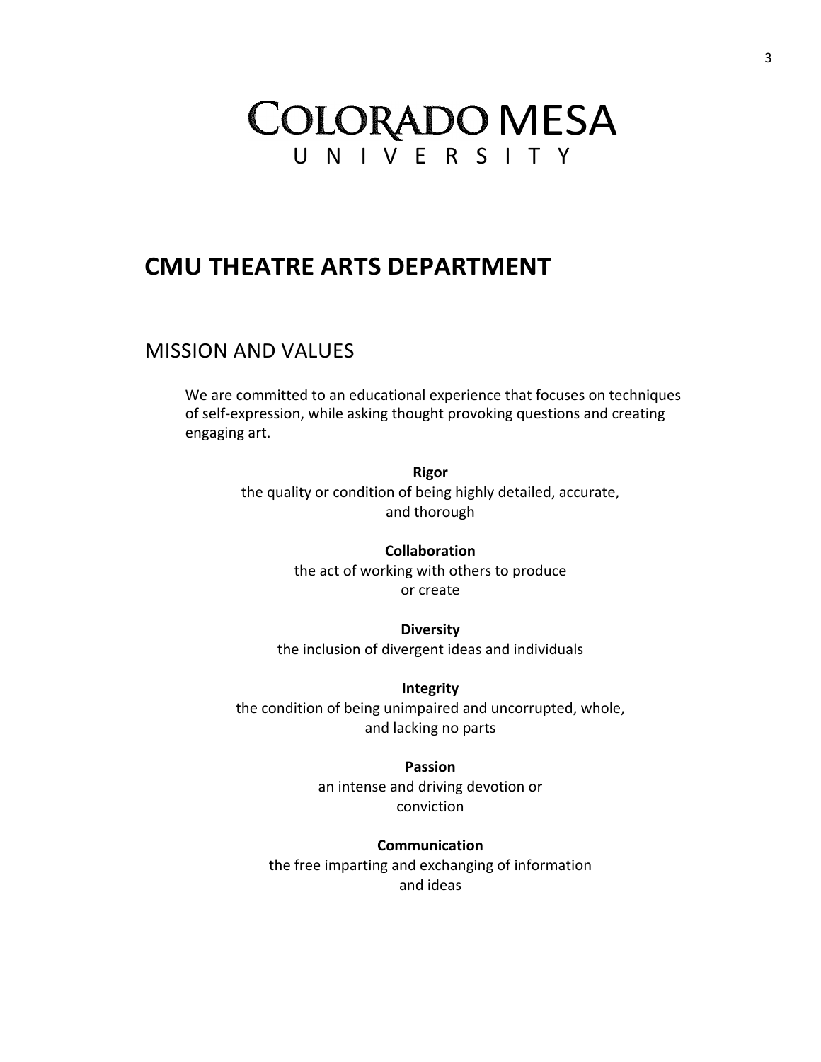COLORADO MESA
UNIVERSITY

# CMU THEATRE ARTS DEPARTMENT

## MISSION AND VALUES

We are committed to an educational experience that focuses on techniques of self-expression, while asking thought provoking questions and creating engaging art.

**Rigor**
the quality or condition of being highly detailed, accurate, and thorough

**Collaboration**
the act of working with others to produce or create

**Diversity**
the inclusion of divergent ideas and individuals

**Integrity**
the condition of being unimpaired and uncorrupted, whole, and lacking no parts

**Passion**
an intense and driving devotion or conviction

**Communication**
the free imparting and exchanging of information and ideas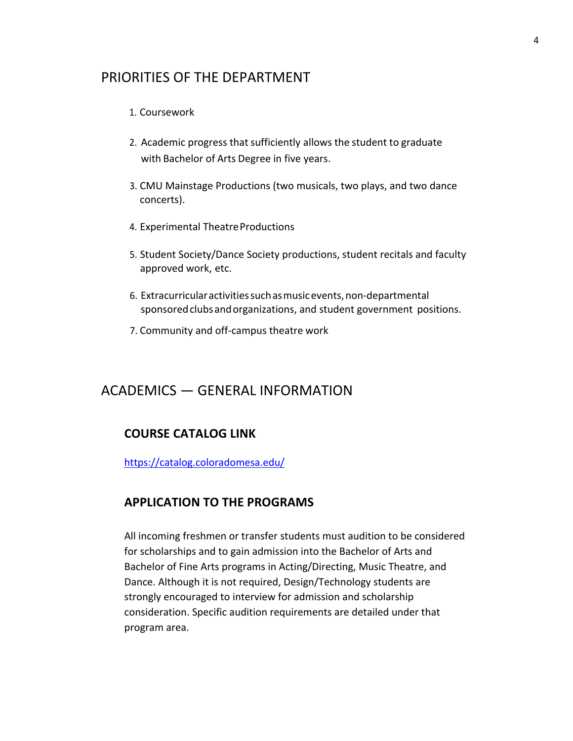## PRIORITIES OF THE DEPARTMENT

1. Coursework
2. Academic progress that sufficiently allows the student to graduate with Bachelor of Arts Degree in five years.
3. CMU Mainstage Productions (two musicals, two plays, and two dance concerts).
4. Experimental Theatre Productions
5. Student Society/Dance Society productions, student recitals and faculty approved work, etc.
6. Extracurricular activities such as music events, non-departmental sponsored clubs and organizations, and student government positions.
7. Community and off-campus theatre work

## ACADEMICS — GENERAL INFORMATION

### COURSE CATALOG LINK

https://catalog.coloradomesa.edu/

### APPLICATION TO THE PROGRAMS

All incoming freshmen or transfer students must audition to be considered for scholarships and to gain admission into the Bachelor of Arts and Bachelor of Fine Arts programs in Acting/Directing, Music Theatre, and Dance. Although it is not required, Design/Technology students are strongly encouraged to interview for admission and scholarship consideration. Specific audition requirements are detailed under that program area.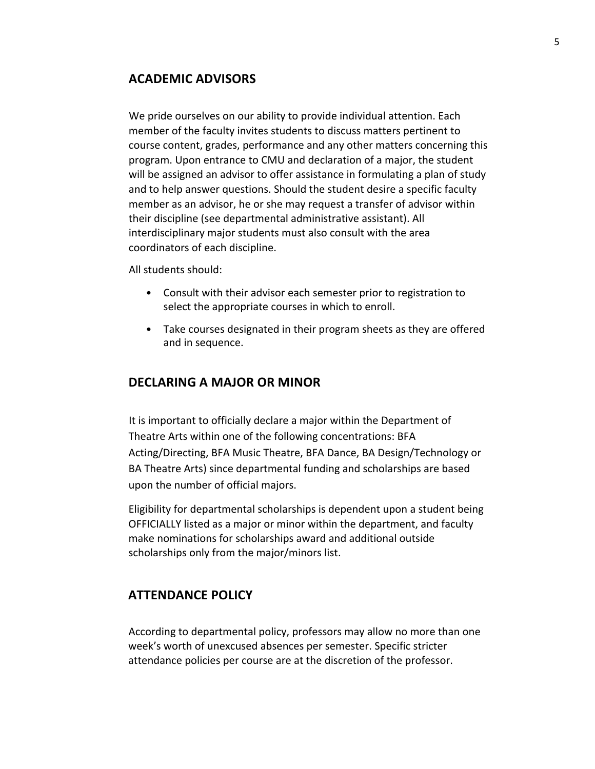## ACADEMIC ADVISORS

We pride ourselves on our ability to provide individual attention. Each member of the faculty invites students to discuss matters pertinent to course content, grades, performance and any other matters concerning this program. Upon entrance to CMU and declaration of a major, the student will be assigned an advisor to offer assistance in formulating a plan of study and to help answer questions. Should the student desire a specific faculty member as an advisor, he or she may request a transfer of advisor within their discipline (see departmental administrative assistant). All interdisciplinary major students must also consult with the area coordinators of each discipline.

All students should:

- Consult with their advisor each semester prior to registration to select the appropriate courses in which to enroll.
- Take courses designated in their program sheets as they are offered and in sequence.

## DECLARING A MAJOR OR MINOR

It is important to officially declare a major within the Department of Theatre Arts within one of the following concentrations: BFA Acting/Directing, BFA Music Theatre, BFA Dance, BA Design/Technology or BA Theatre Arts) since departmental funding and scholarships are based upon the number of official majors.

Eligibility for departmental scholarships is dependent upon a student being OFFICIALLY listed as a major or minor within the department, and faculty make nominations for scholarships award and additional outside scholarships only from the major/minors list.

## ATTENDANCE POLICY

According to departmental policy, professors may allow no more than one week's worth of unexcused absences per semester. Specific stricter attendance policies per course are at the discretion of the professor.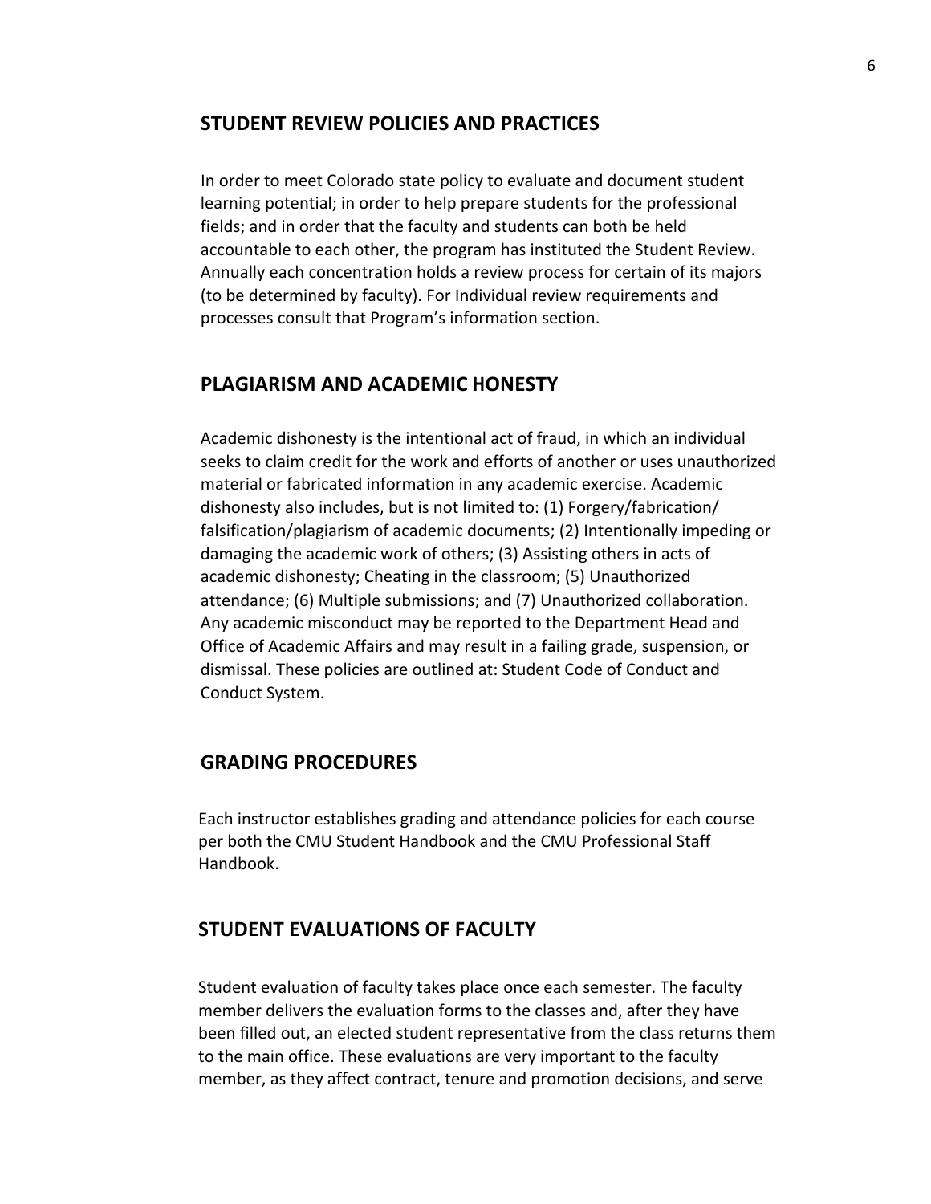## STUDENT REVIEW POLICIES AND PRACTICES

In order to meet Colorado state policy to evaluate and document student learning potential; in order to help prepare students for the professional fields; and in order that the faculty and students can both be held accountable to each other, the program has instituted the Student Review. Annually each concentration holds a review process for certain of its majors (to be determined by faculty). For Individual review requirements and processes consult that Program's information section.

## PLAGIARISM AND ACADEMIC HONESTY

Academic dishonesty is the intentional act of fraud, in which an individual seeks to claim credit for the work and efforts of another or uses unauthorized material or fabricated information in any academic exercise. Academic dishonesty also includes, but is not limited to: (1) Forgery/fabrication/ falsification/plagiarism of academic documents; (2) Intentionally impeding or damaging the academic work of others; (3) Assisting others in acts of academic dishonesty; Cheating in the classroom; (5) Unauthorized attendance; (6) Multiple submissions; and (7) Unauthorized collaboration. Any academic misconduct may be reported to the Department Head and Office of Academic Affairs and may result in a failing grade, suspension, or dismissal. These policies are outlined at: Student Code of Conduct and Conduct System.

## GRADING PROCEDURES

Each instructor establishes grading and attendance policies for each course per both the CMU Student Handbook and the CMU Professional Staff Handbook.

## STUDENT EVALUATIONS OF FACULTY

Student evaluation of faculty takes place once each semester. The faculty member delivers the evaluation forms to the classes and, after they have been filled out, an elected student representative from the class returns them to the main office. These evaluations are very important to the faculty member, as they affect contract, tenure and promotion decisions, and serve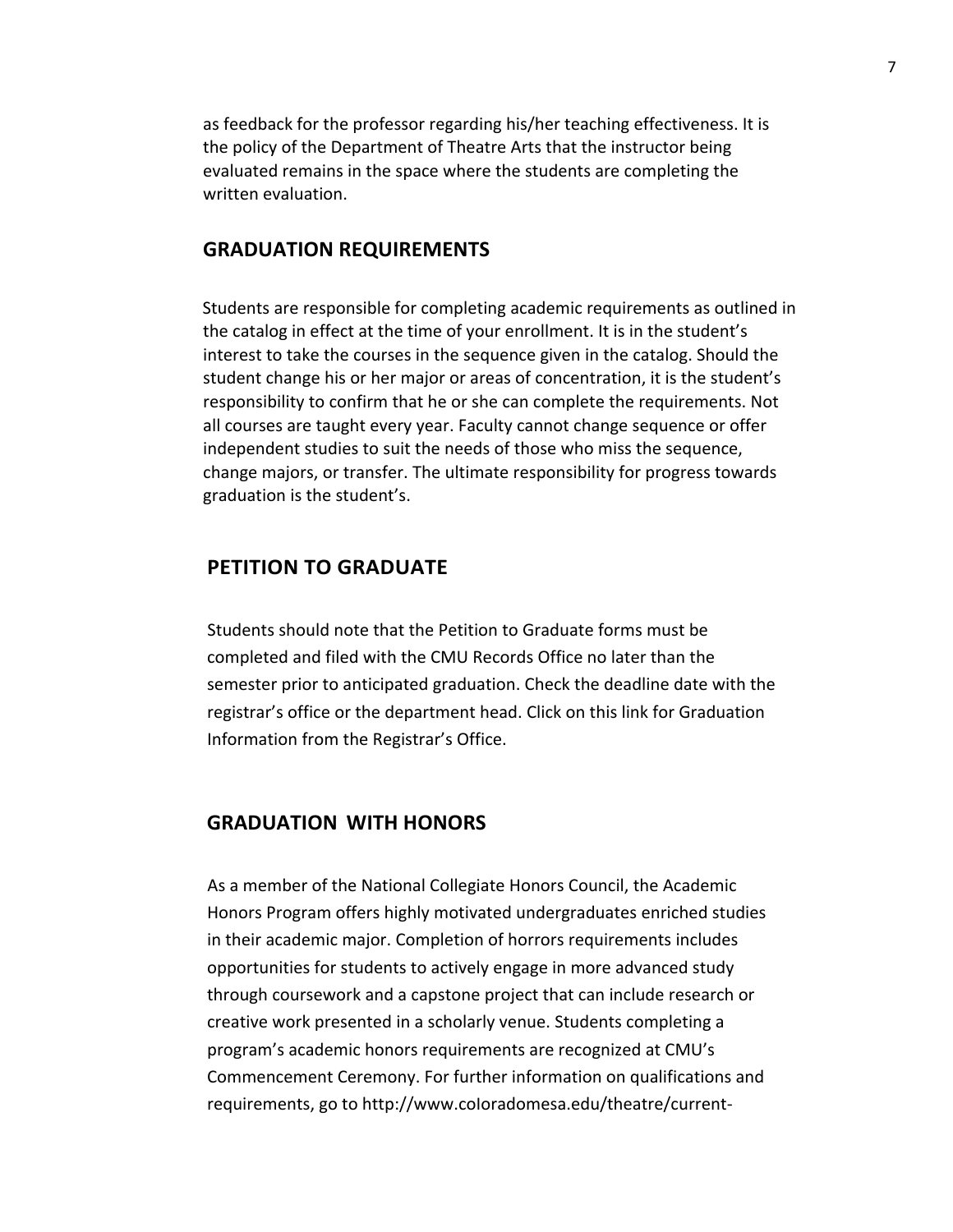as feedback for the professor regarding his/her teaching effectiveness. It is the policy of the Department of Theatre Arts that the instructor being evaluated remains in the space where the students are completing the written evaluation.

## GRADUATION REQUIREMENTS

Students are responsible for completing academic requirements as outlined in the catalog in effect at the time of your enrollment. It is in the student's interest to take the courses in the sequence given in the catalog. Should the student change his or her major or areas of concentration, it is the student's responsibility to confirm that he or she can complete the requirements. Not all courses are taught every year. Faculty cannot change sequence or offer independent studies to suit the needs of those who miss the sequence, change majors, or transfer. The ultimate responsibility for progress towards graduation is the student's.

## PETITION TO GRADUATE

Students should note that the Petition to Graduate forms must be completed and filed with the CMU Records Office no later than the semester prior to anticipated graduation. Check the deadline date with the registrar's office or the department head. Click on this link for Graduation Information from the Registrar's Office.

## GRADUATION WITH HONORS

As a member of the National Collegiate Honors Council, the Academic Honors Program offers highly motivated undergraduates enriched studies in their academic major. Completion of horrors requirements includes opportunities for students to actively engage in more advanced study through coursework and a capstone project that can include research or creative work presented in a scholarly venue. Students completing a program's academic honors requirements are recognized at CMU's Commencement Ceremony. For further information on qualifications and requirements, go to http://www.coIoradomesa.edu/theatre/current-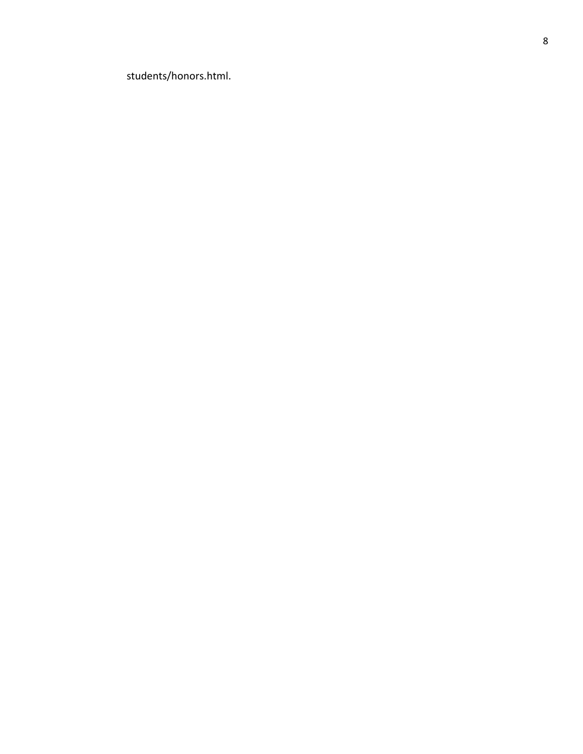students/honors.html.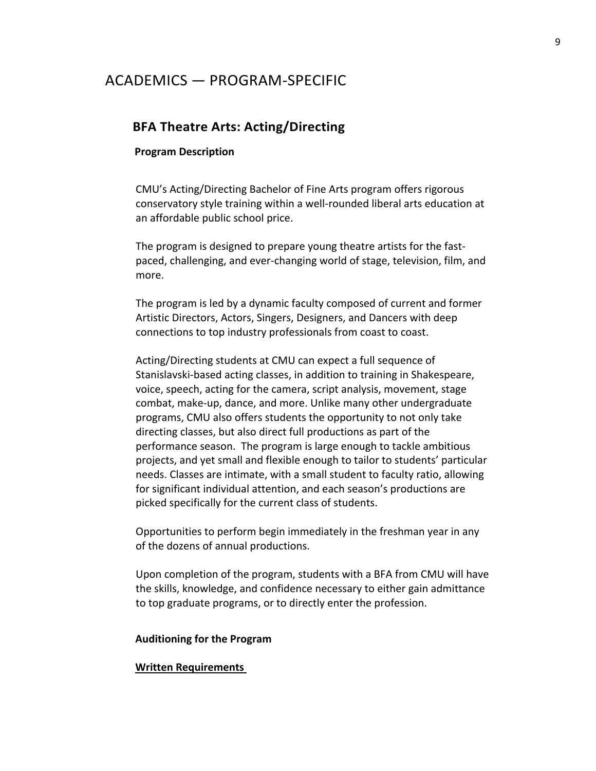# ACADEMICS — PROGRAM-SPECIFIC

## BFA Theatre Arts: Acting/Directing

### Program Description

CMU's Acting/Directing Bachelor of Fine Arts program offers rigorous conservatory style training within a well-rounded liberal arts education at an affordable public school price.

The program is designed to prepare young theatre artists for the fast-paced, challenging, and ever-changing world of stage, television, film, and more.

The program is led by a dynamic faculty composed of current and former Artistic Directors, Actors, Singers, Designers, and Dancers with deep connections to top industry professionals from coast to coast.

Acting/Directing students at CMU can expect a full sequence of Stanislavski-based acting classes, in addition to training in Shakespeare, voice, speech, acting for the camera, script analysis, movement, stage combat, make-up, dance, and more. Unlike many other undergraduate programs, CMU also offers students the opportunity to not only take directing classes, but also direct full productions as part of the performance season. The program is large enough to tackle ambitious projects, and yet small and flexible enough to tailor to students' particular needs. Classes are intimate, with a small student to faculty ratio, allowing for significant individual attention, and each season's productions are picked specifically for the current class of students.

Opportunities to perform begin immediately in the freshman year in any of the dozens of annual productions.

Upon completion of the program, students with a BFA from CMU will have the skills, knowledge, and confidence necessary to either gain admittance to top graduate programs, or to directly enter the profession.

### Auditioning for the Program

**Written Requirements**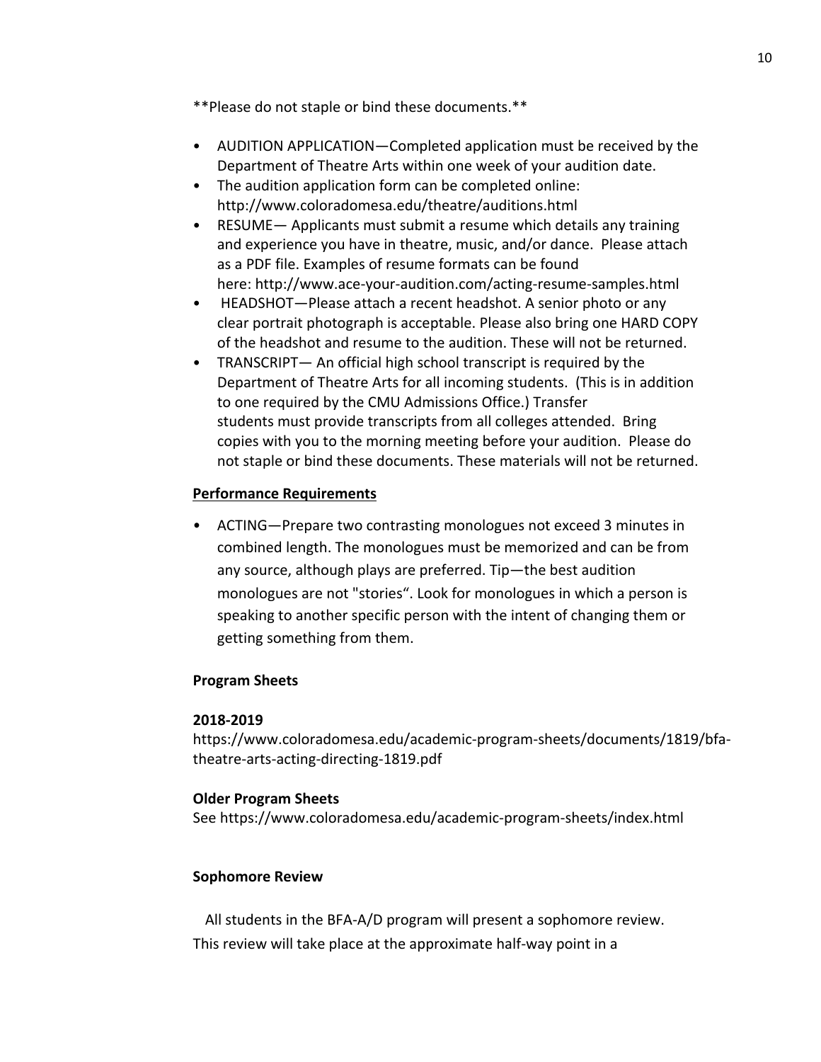**Please do not staple or bind these documents.**

- AUDITION APPLICATION—Completed application must be received by the Department of Theatre Arts within one week of your audition date.
- The audition application form can be completed online: http://www.coloradomesa.edu/theatre/auditions.html
- RESUME— Applicants must submit a resume which details any training and experience you have in theatre, music, and/or dance. Please attach as a PDF file. Examples of resume formats can be found here: http://www.ace-your-audition.com/acting-resume-samples.html
- HEADSHOT—Please attach a recent headshot. A senior photo or any clear portrait photograph is acceptable. Please also bring one HARD COPY of the headshot and resume to the audition. These will not be returned.
- TRANSCRIPT— An official high school transcript is required by the Department of Theatre Arts for all incoming students. (This is in addition to one required by the CMU Admissions Office.) Transfer students must provide transcripts from all colleges attended. Bring copies with you to the morning meeting before your audition. Please do not staple or bind these documents. These materials will not be returned.

<u>**Performance Requirements**</u>

- ACTING—Prepare two contrasting monologues not exceed 3 minutes in combined length. The monologues must be memorized and can be from any source, although plays are preferred. Tip—the best audition monologues are not "stories". Look for monologues in which a person is speaking to another specific person with the intent of changing them or getting something from them.

**Program Sheets**

**2018-2019**

https://www.coloradomesa.edu/academic-program-sheets/documents/1819/bfa-theatre-arts-acting-directing-1819.pdf

**Older Program Sheets**

See https://www.coloradomesa.edu/academic-program-sheets/index.html

**Sophomore Review**

All students in the BFA-A/D program will present a sophomore review. This review will take place at the approximate half-way point in a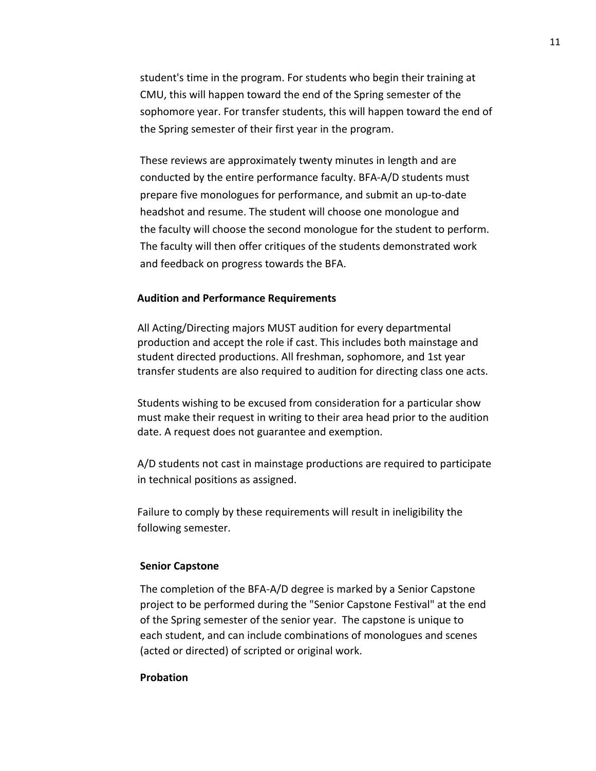student's time in the program. For students who begin their training at CMU, this will happen toward the end of the Spring semester of the sophomore year. For transfer students, this will happen toward the end of the Spring semester of their first year in the program.

These reviews are approximately twenty minutes in length and are conducted by the entire performance faculty. BFA-A/D students must prepare five monologues for performance, and submit an up-to-date headshot and resume. The student will choose one monologue and the faculty will choose the second monologue for the student to perform. The faculty will then offer critiques of the students demonstrated work and feedback on progress towards the BFA.

**Audition and Performance Requirements**

All Acting/Directing majors MUST audition for every departmental production and accept the role if cast. This includes both mainstage and student directed productions. All freshman, sophomore, and 1st year transfer students are also required to audition for directing class one acts.

Students wishing to be excused from consideration for a particular show must make their request in writing to their area head prior to the audition date. A request does not guarantee and exemption.

A/D students not cast in mainstage productions are required to participate in technical positions as assigned.

Failure to comply by these requirements will result in ineligibility the following semester.

**Senior Capstone**

The completion of the BFA-A/D degree is marked by a Senior Capstone project to be performed during the "Senior Capstone Festival" at the end of the Spring semester of the senior year. The capstone is unique to each student, and can include combinations of monologues and scenes (acted or directed) of scripted or original work.

**Probation**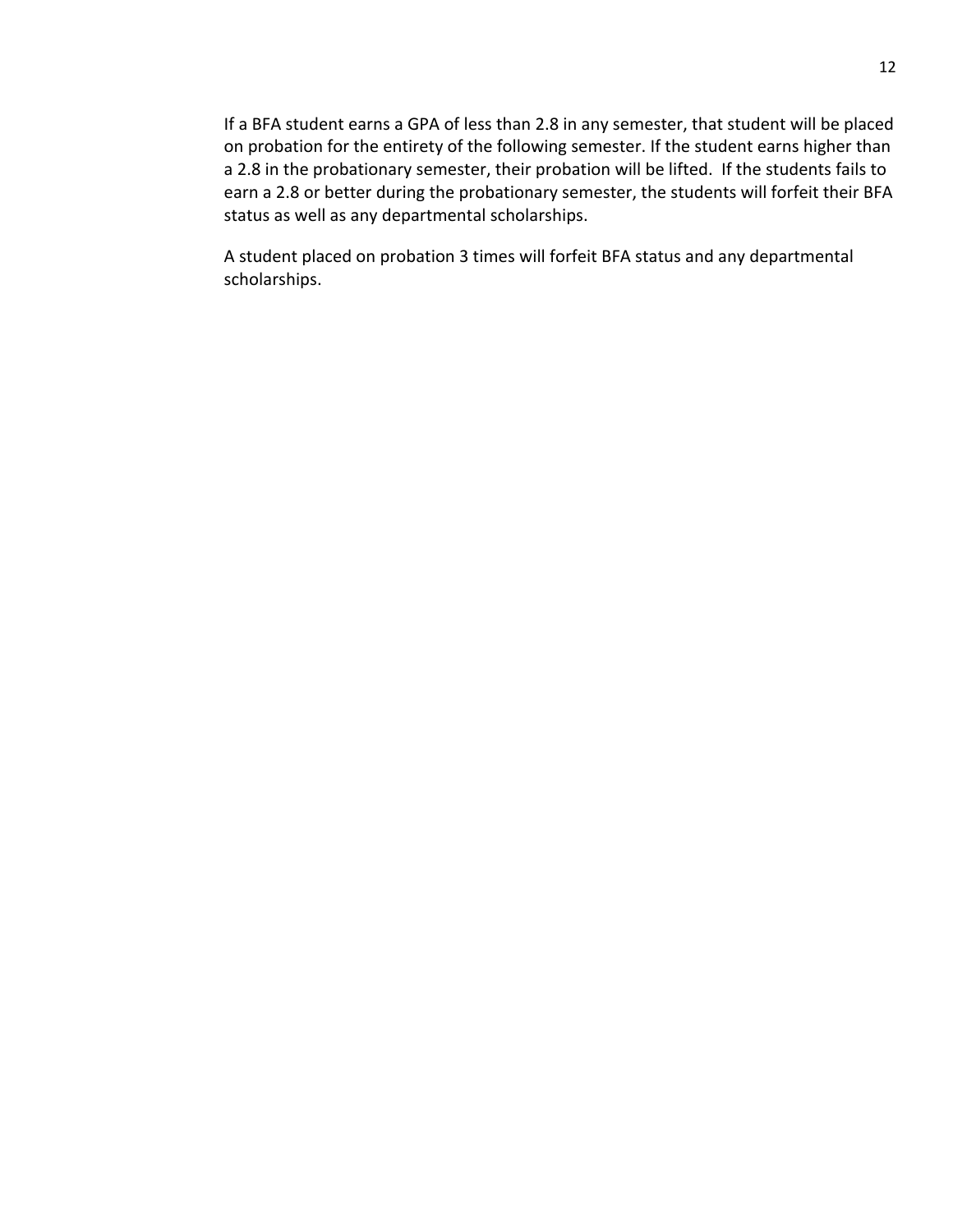If a BFA student earns a GPA of less than 2.8 in any semester, that student will be placed on probation for the entirety of the following semester. If the student earns higher than a 2.8 in the probationary semester, their probation will be lifted.  If the students fails to earn a 2.8 or better during the probationary semester, the students will forfeit their BFA status as well as any departmental scholarships.

A student placed on probation 3 times will forfeit BFA status and any departmental scholarships.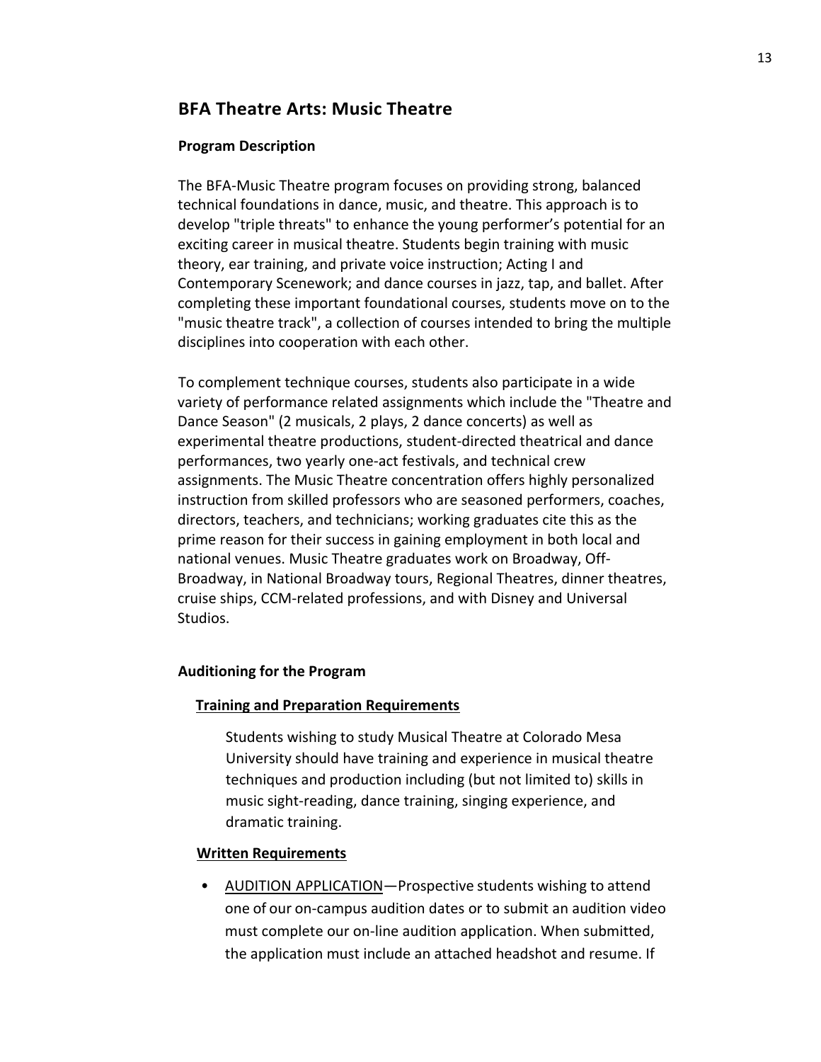## BFA Theatre Arts: Music Theatre

### Program Description

The BFA-Music Theatre program focuses on providing strong, balanced technical foundations in dance, music, and theatre. This approach is to develop "triple threats" to enhance the young performer's potential for an exciting career in musical theatre. Students begin training with music theory, ear training, and private voice instruction; Acting I and Contemporary Scenework; and dance courses in jazz, tap, and ballet. After completing these important foundational courses, students move on to the "music theatre track", a collection of courses intended to bring the multiple disciplines into cooperation with each other.

To complement technique courses, students also participate in a wide variety of performance related assignments which include the "Theatre and Dance Season" (2 musicals, 2 plays, 2 dance concerts) as well as experimental theatre productions, student-directed theatrical and dance performances, two yearly one-act festivals, and technical crew assignments. The Music Theatre concentration offers highly personalized instruction from skilled professors who are seasoned performers, coaches, directors, teachers, and technicians; working graduates cite this as the prime reason for their success in gaining employment in both local and national venues. Music Theatre graduates work on Broadway, Off-Broadway, in National Broadway tours, Regional Theatres, dinner theatres, cruise ships, CCM-related professions, and with Disney and Universal Studios.

### Auditioning for the Program

#### Training and Preparation Requirements

Students wishing to study Musical Theatre at Colorado Mesa University should have training and experience in musical theatre techniques and production including (but not limited to) skills in music sight-reading, dance training, singing experience, and dramatic training.

#### Written Requirements

- AUDITION APPLICATION—Prospective students wishing to attend one of our on-campus audition dates or to submit an audition video must complete our on-line audition application. When submitted, the application must include an attached headshot and resume. If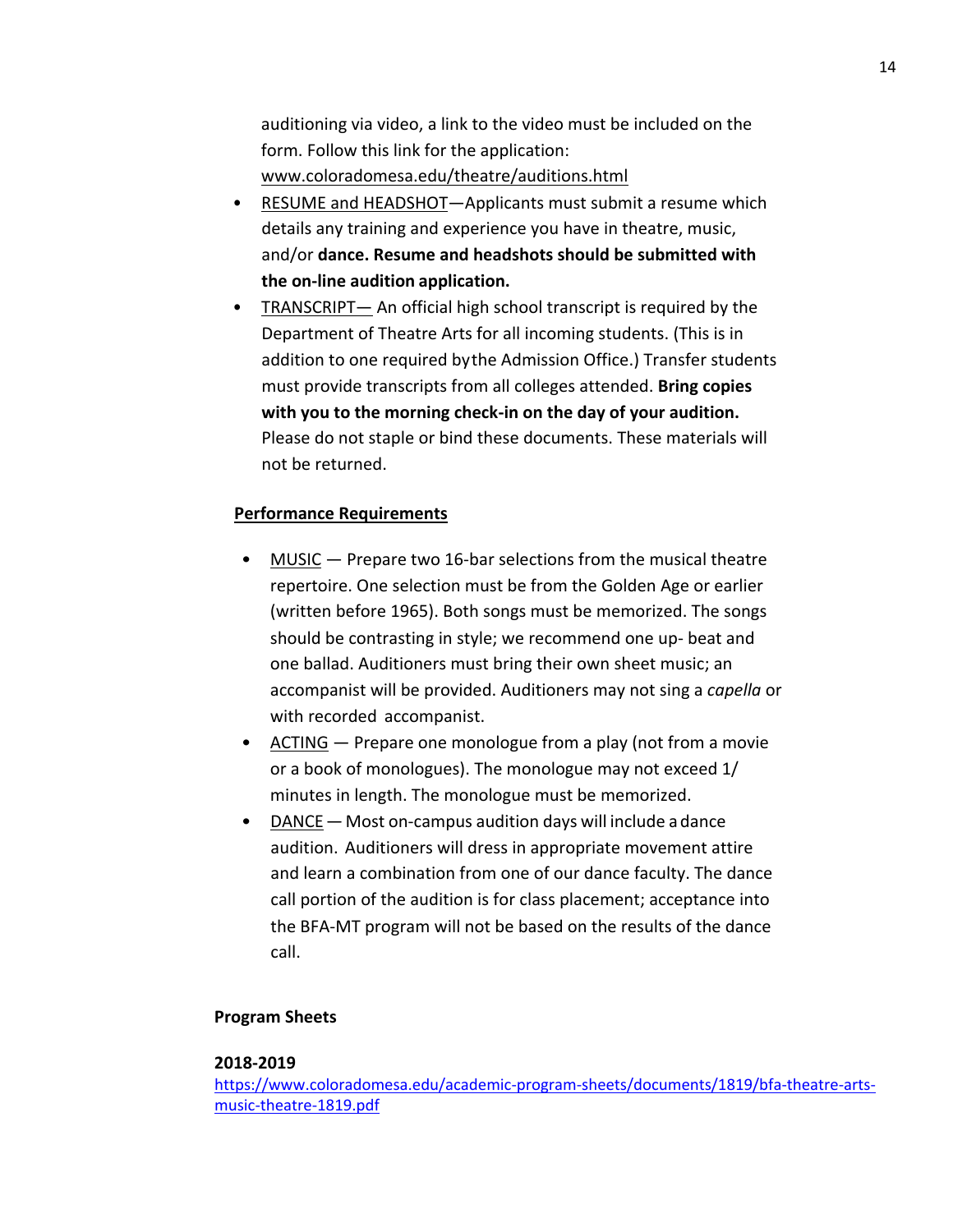auditioning via video, a link to the video must be included on the form. Follow this link for the application: www.coloradomesa.edu/theatre/auditions.html

- RESUME and HEADSHOT—Applicants must submit a resume which details any training and experience you have in theatre, music, and/or **dance. Resume and headshots should be submitted with the on-line audition application.**
- TRANSCRIPT— An official high school transcript is required by the Department of Theatre Arts for all incoming students. (This is in addition to one required bythe Admission Office.) Transfer students must provide transcripts from all colleges attended. **Bring copies with you to the morning check-in on the day of your audition.** Please do not staple or bind these documents. These materials will not be returned.

**Performance Requirements**

- MUSIC — Prepare two 16-bar selections from the musical theatre repertoire. One selection must be from the Golden Age or earlier (written before 1965). Both songs must be memorized. The songs should be contrasting in style; we recommend one up- beat and one ballad. Auditioners must bring their own sheet music; an accompanist will be provided. Auditioners may not sing a *capella* or with recorded accompanist.
- ACTING — Prepare one monologue from a play (not from a movie or a book of monologues). The monologue may not exceed 1/ minutes in length. The monologue must be memorized.
- DANCE — Most on-campus audition days will include a dance audition. Auditioners will dress in appropriate movement attire and learn a combination from one of our dance faculty. The dance call portion of the audition is for class placement; acceptance into the BFA-MT program will not be based on the results of the dance call.

**Program Sheets**

**2018-2019**

https://www.coloradomesa.edu/academic-program-sheets/documents/1819/bfa-theatre-arts-music-theatre-1819.pdf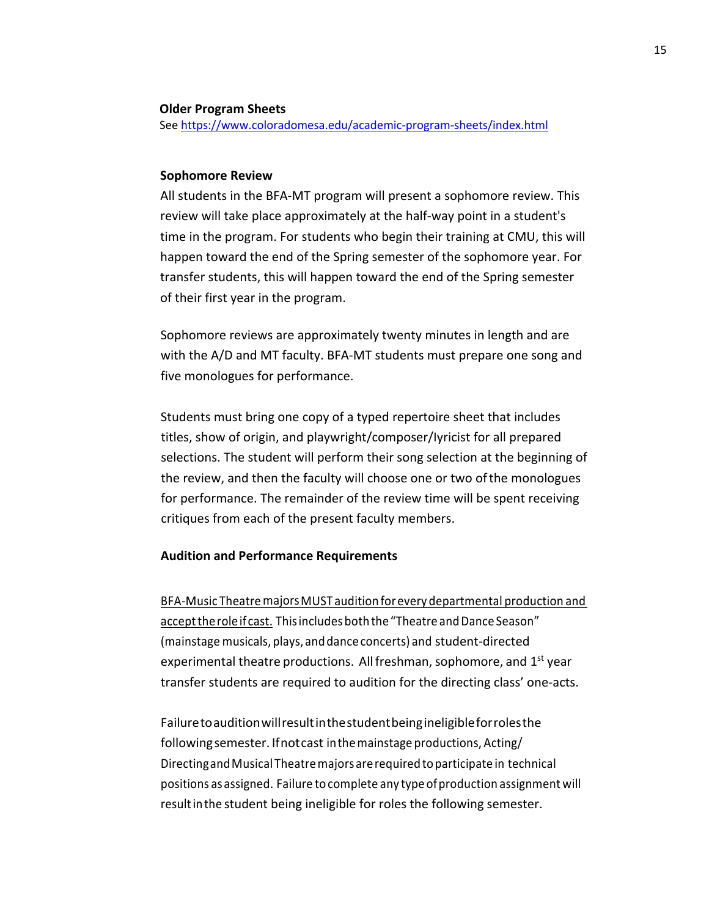**Older Program Sheets**

See https://www.coloradomesa.edu/academic-program-sheets/index.html

**Sophomore Review**

All students in the BFA-MT program will present a sophomore review. This review will take place approximately at the half-way point in a student's time in the program. For students who begin their training at CMU, this will happen toward the end of the Spring semester of the sophomore year. For transfer students, this will happen toward the end of the Spring semester of their first year in the program.

Sophomore reviews are approximately twenty minutes in length and are with the A/D and MT faculty. BFA-MT students must prepare one song and five monologues for performance.

Students must bring one copy of a typed repertoire sheet that includes titles, show of origin, and playwright/composer/lyricist for all prepared selections. The student will perform their song selection at the beginning of the review, and then the faculty will choose one or two of the monologues for performance. The remainder of the review time will be spent receiving critiques from each of the present faculty members.

**Audition and Performance Requirements**

BFA-Music Theatre majors MUST audition for every departmental production and accept the role if cast. This includes both the "Theatre and Dance Season" (mainstage musicals, plays, and dance concerts) and student-directed experimental theatre productions. All freshman, sophomore, and 1st year transfer students are required to audition for the directing class' one-acts.

Failure to audition will result in the student being ineligible for roles the following semester. If not cast in the mainstage productions, Acting/Directing and Musical Theatre majors are required to participate in technical positions as assigned. Failure to complete any type of production assignment will result in the student being ineligible for roles the following semester.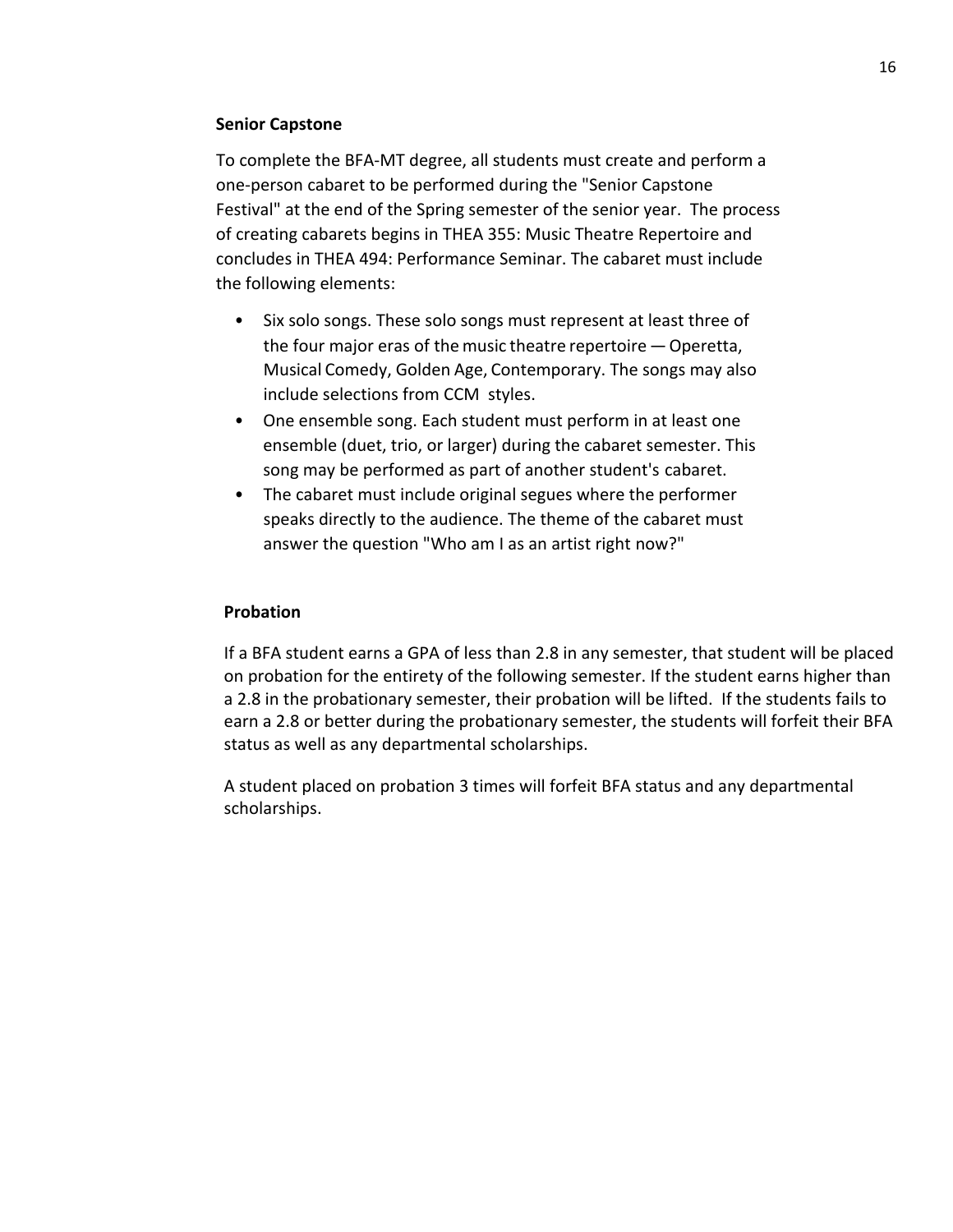### Senior Capstone

To complete the BFA-MT degree, all students must create and perform a one-person cabaret to be performed during the "Senior Capstone Festival" at the end of the Spring semester of the senior year. The process of creating cabarets begins in THEA 355: Music Theatre Repertoire and concludes in THEA 494: Performance Seminar. The cabaret must include the following elements:

- Six solo songs. These solo songs must represent at least three of the four major eras of the music theatre repertoire — Operetta, Musical Comedy, Golden Age, Contemporary. The songs may also include selections from CCM styles.
- One ensemble song. Each student must perform in at least one ensemble (duet, trio, or larger) during the cabaret semester. This song may be performed as part of another student's cabaret.
- The cabaret must include original segues where the performer speaks directly to the audience. The theme of the cabaret must answer the question "Who am I as an artist right now?"

### Probation

If a BFA student earns a GPA of less than 2.8 in any semester, that student will be placed on probation for the entirety of the following semester. If the student earns higher than a 2.8 in the probationary semester, their probation will be lifted. If the students fails to earn a 2.8 or better during the probationary semester, the students will forfeit their BFA status as well as any departmental scholarships.

A student placed on probation 3 times will forfeit BFA status and any departmental scholarships.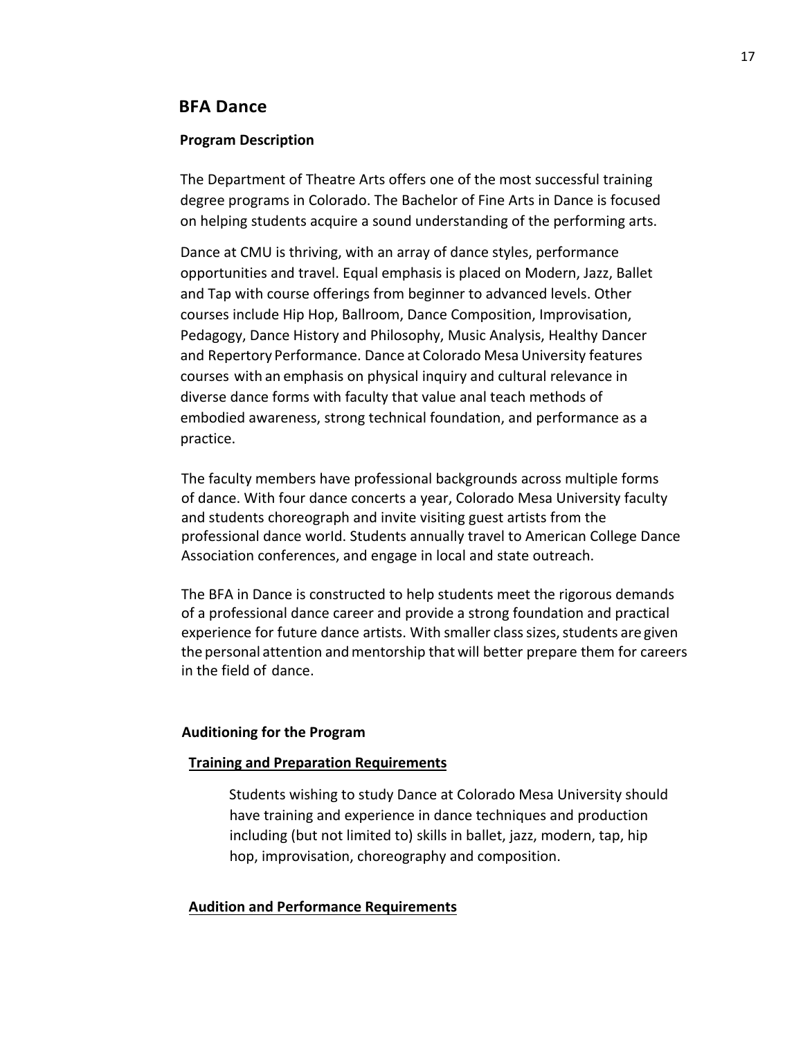## BFA Dance

### Program Description

The Department of Theatre Arts offers one of the most successful training degree programs in Colorado. The Bachelor of Fine Arts in Dance is focused on helping students acquire a sound understanding of the performing arts.

Dance at CMU is thriving, with an array of dance styles, performance opportunities and travel. Equal emphasis is placed on Modern, Jazz, Ballet and Tap with course offerings from beginner to advanced levels. Other courses include Hip Hop, Ballroom, Dance Composition, Improvisation, Pedagogy, Dance History and Philosophy, Music Analysis, Healthy Dancer and Repertory Performance. Dance at Colorado Mesa University features courses with an emphasis on physical inquiry and cultural relevance in diverse dance forms with faculty that value anal teach methods of embodied awareness, strong technical foundation, and performance as a practice.

The faculty members have professional backgrounds across multiple forms of dance. With four dance concerts a year, Colorado Mesa University faculty and students choreograph and invite visiting guest artists from the professional dance world. Students annually travel to American College Dance Association conferences, and engage in local and state outreach.

The BFA in Dance is constructed to help students meet the rigorous demands of a professional dance career and provide a strong foundation and practical experience for future dance artists. With smaller class sizes, students are given the personal attention and mentorship that will better prepare them for careers in the field of dance.

### Auditioning for the Program

#### Training and Preparation Requirements

Students wishing to study Dance at Colorado Mesa University should have training and experience in dance techniques and production including (but not limited to) skills in ballet, jazz, modern, tap, hip hop, improvisation, choreography and composition.

#### Audition and Performance Requirements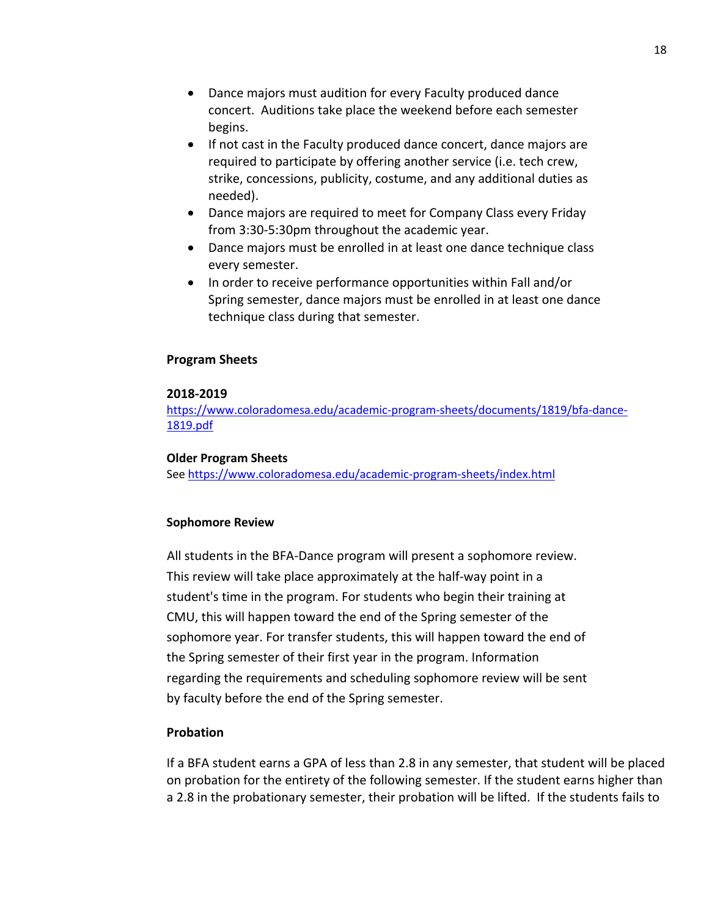- Dance majors must audition for every Faculty produced dance concert. Auditions take place the weekend before each semester begins.
- If not cast in the Faculty produced dance concert, dance majors are required to participate by offering another service (i.e. tech crew, strike, concessions, publicity, costume, and any additional duties as needed).
- Dance majors are required to meet for Company Class every Friday from 3:30-5:30pm throughout the academic year.
- Dance majors must be enrolled in at least one dance technique class every semester.
- In order to receive performance opportunities within Fall and/or Spring semester, dance majors must be enrolled in at least one dance technique class during that semester.

### Program Sheets

**2018-2019**
https://www.coloradomesa.edu/academic-program-sheets/documents/1819/bfa-dance-1819.pdf

**Older Program Sheets**
See https://www.coloradomesa.edu/academic-program-sheets/index.html

### Sophomore Review

All students in the BFA-Dance program will present a sophomore review. This review will take place approximately at the half-way point in a student's time in the program. For students who begin their training at CMU, this will happen toward the end of the Spring semester of the sophomore year. For transfer students, this will happen toward the end of the Spring semester of their first year in the program. Information regarding the requirements and scheduling sophomore review will be sent by faculty before the end of the Spring semester.

### Probation

If a BFA student earns a GPA of less than 2.8 in any semester, that student will be placed on probation for the entirety of the following semester. If the student earns higher than a 2.8 in the probationary semester, their probation will be lifted. If the students fails to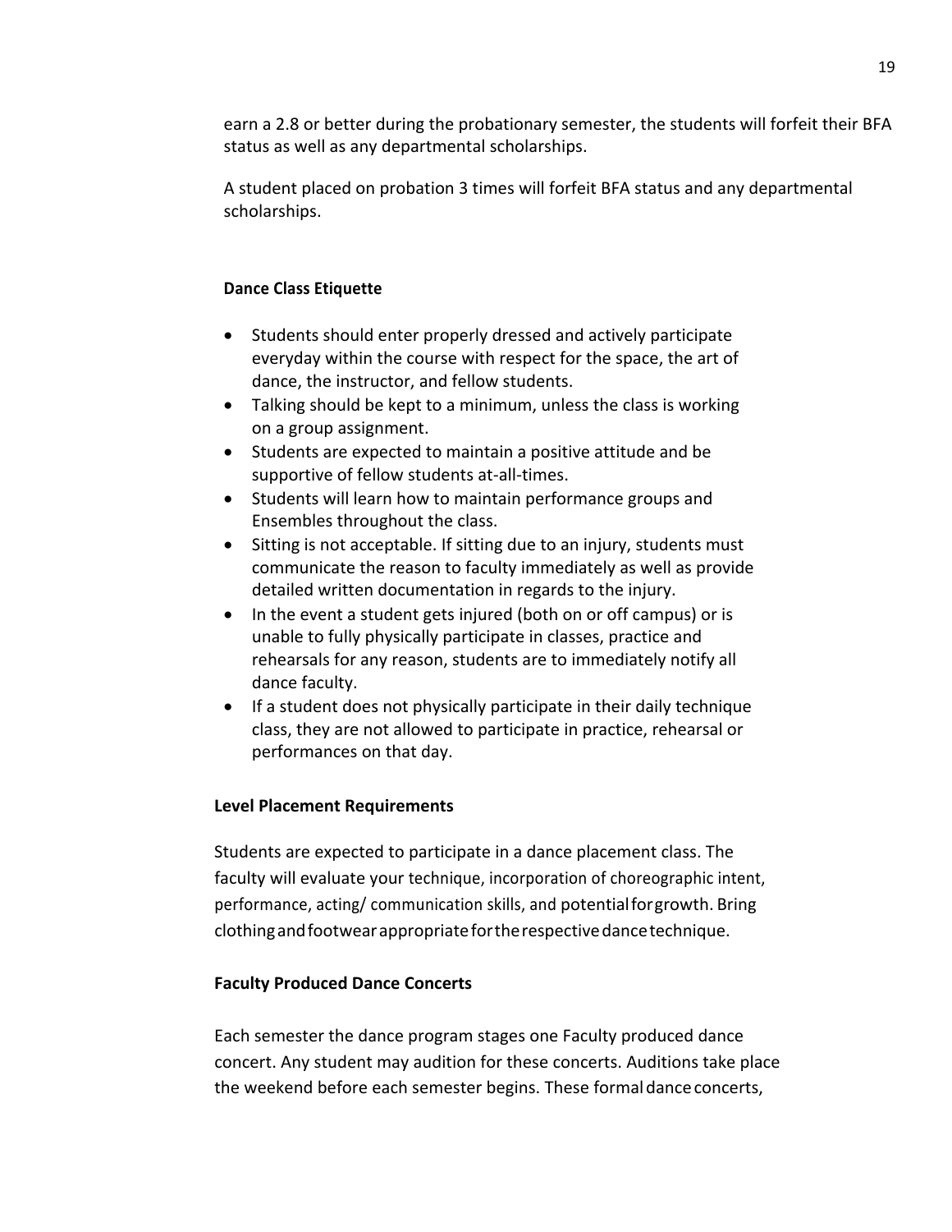earn a 2.8 or better during the probationary semester, the students will forfeit their BFA status as well as any departmental scholarships.

A student placed on probation 3 times will forfeit BFA status and any departmental scholarships.

### Dance Class Etiquette

- Students should enter properly dressed and actively participate everyday within the course with respect for the space, the art of dance, the instructor, and fellow students.
- Talking should be kept to a minimum, unless the class is working on a group assignment.
- Students are expected to maintain a positive attitude and be supportive of fellow students at-all-times.
- Students will learn how to maintain performance groups and Ensembles throughout the class.
- Sitting is not acceptable. If sitting due to an injury, students must communicate the reason to faculty immediately as well as provide detailed written documentation in regards to the injury.
- In the event a student gets injured (both on or off campus) or is unable to fully physically participate in classes, practice and rehearsals for any reason, students are to immediately notify all dance faculty.
- If a student does not physically participate in their daily technique class, they are not allowed to participate in practice, rehearsal or performances on that day.

### Level Placement Requirements

Students are expected to participate in a dance placement class. The faculty will evaluate your technique, incorporation of choreographic intent, performance, acting/ communication skills, and potential for growth. Bring clothing and footwear appropriate for the respective dance technique.

### Faculty Produced Dance Concerts

Each semester the dance program stages one Faculty produced dance concert. Any student may audition for these concerts. Auditions take place the weekend before each semester begins. These formal dance concerts,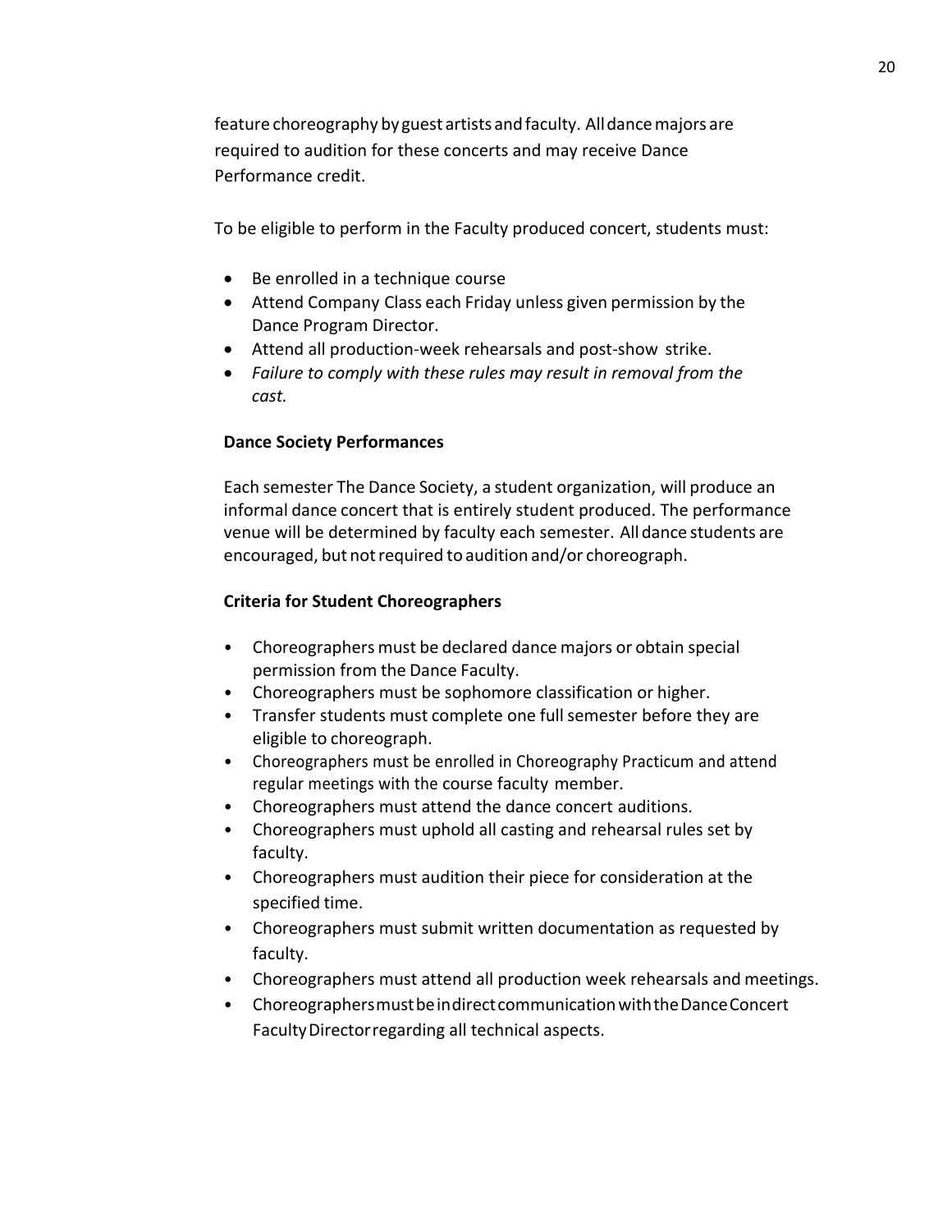feature choreography by guest artists and faculty. All dance majors are required to audition for these concerts and may receive Dance Performance credit.

To be eligible to perform in the Faculty produced concert, students must:

- Be enrolled in a technique course
- Attend Company Class each Friday unless given permission by the Dance Program Director.
- Attend all production-week rehearsals and post-show strike.
- *Failure to comply with these rules may result in removal from the cast.*

**Dance Society Performances**

Each semester The Dance Society, a student organization, will produce an informal dance concert that is entirely student produced. The performance venue will be determined by faculty each semester. All dance students are encouraged, but not required to audition and/or choreograph.

**Criteria for Student Choreographers**

- Choreographers must be declared dance majors or obtain special permission from the Dance Faculty.
- Choreographers must be sophomore classification or higher.
- Transfer students must complete one full semester before they are eligible to choreograph.
- Choreographers must be enrolled in Choreography Practicum and attend regular meetings with the course faculty member.
- Choreographers must attend the dance concert auditions.
- Choreographers must uphold all casting and rehearsal rules set by faculty.
- Choreographers must audition their piece for consideration at the specified time.
- Choreographers must submit written documentation as requested by faculty.
- Choreographers must attend all production week rehearsals and meetings.
- Choreographers must be in direct communication with the Dance Concert Faculty Director regarding all technical aspects.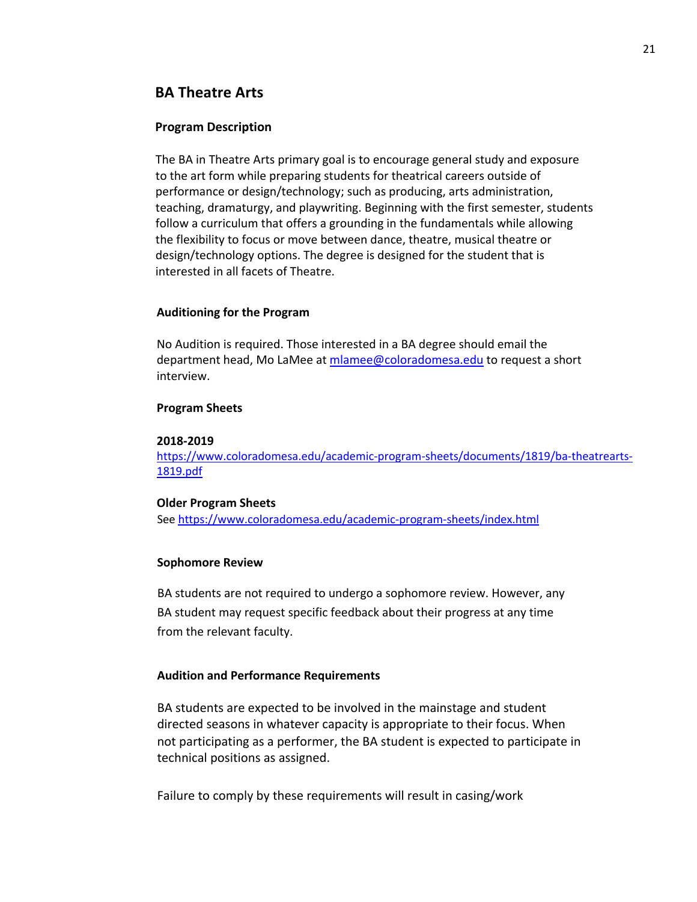## BA Theatre Arts

### Program Description

The BA in Theatre Arts primary goal is to encourage general study and exposure to the art form while preparing students for theatrical careers outside of performance or design/technology; such as producing, arts administration, teaching, dramaturgy, and playwriting. Beginning with the first semester, students follow a curriculum that offers a grounding in the fundamentals while allowing the flexibility to focus or move between dance, theatre, musical theatre or design/technology options. The degree is designed for the student that is interested in all facets of Theatre.

### Auditioning for the Program

No Audition is required. Those interested in a BA degree should email the department head, Mo LaMee at [mlamee@coloradomesa.edu](mailto:mlamee@coloradomesa.edu) to request a short interview.

### Program Sheets

**2018-2019**
[https://www.coloradomesa.edu/academic-program-sheets/documents/1819/ba-theatrearts-1819.pdf](https://www.coloradomesa.edu/academic-program-sheets/documents/1819/ba-theatrearts-1819.pdf)

**Older Program Sheets**
See [https://www.coloradomesa.edu/academic-program-sheets/index.html](https://www.coloradomesa.edu/academic-program-sheets/index.html)

### Sophomore Review

BA students are not required to undergo a sophomore review. However, any BA student may request specific feedback about their progress at any time from the relevant faculty.

### Audition and Performance Requirements

BA students are expected to be involved in the mainstage and student directed seasons in whatever capacity is appropriate to their focus. When not participating as a performer, the BA student is expected to participate in technical positions as assigned.

Failure to comply by these requirements will result in casing/work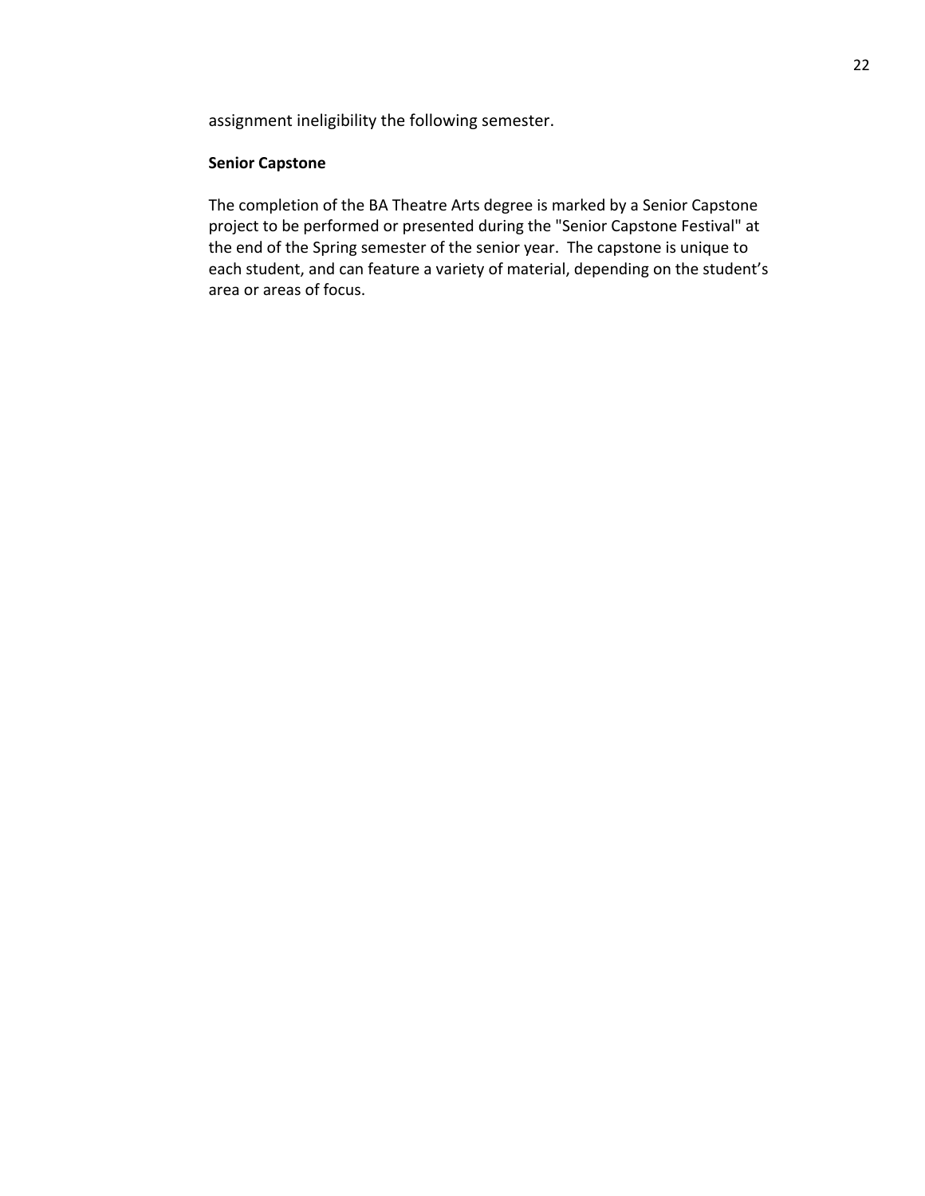assignment ineligibility the following semester.

**Senior Capstone**

The completion of the BA Theatre Arts degree is marked by a Senior Capstone project to be performed or presented during the "Senior Capstone Festival" at the end of the Spring semester of the senior year. The capstone is unique to each student, and can feature a variety of material, depending on the student's area or areas of focus.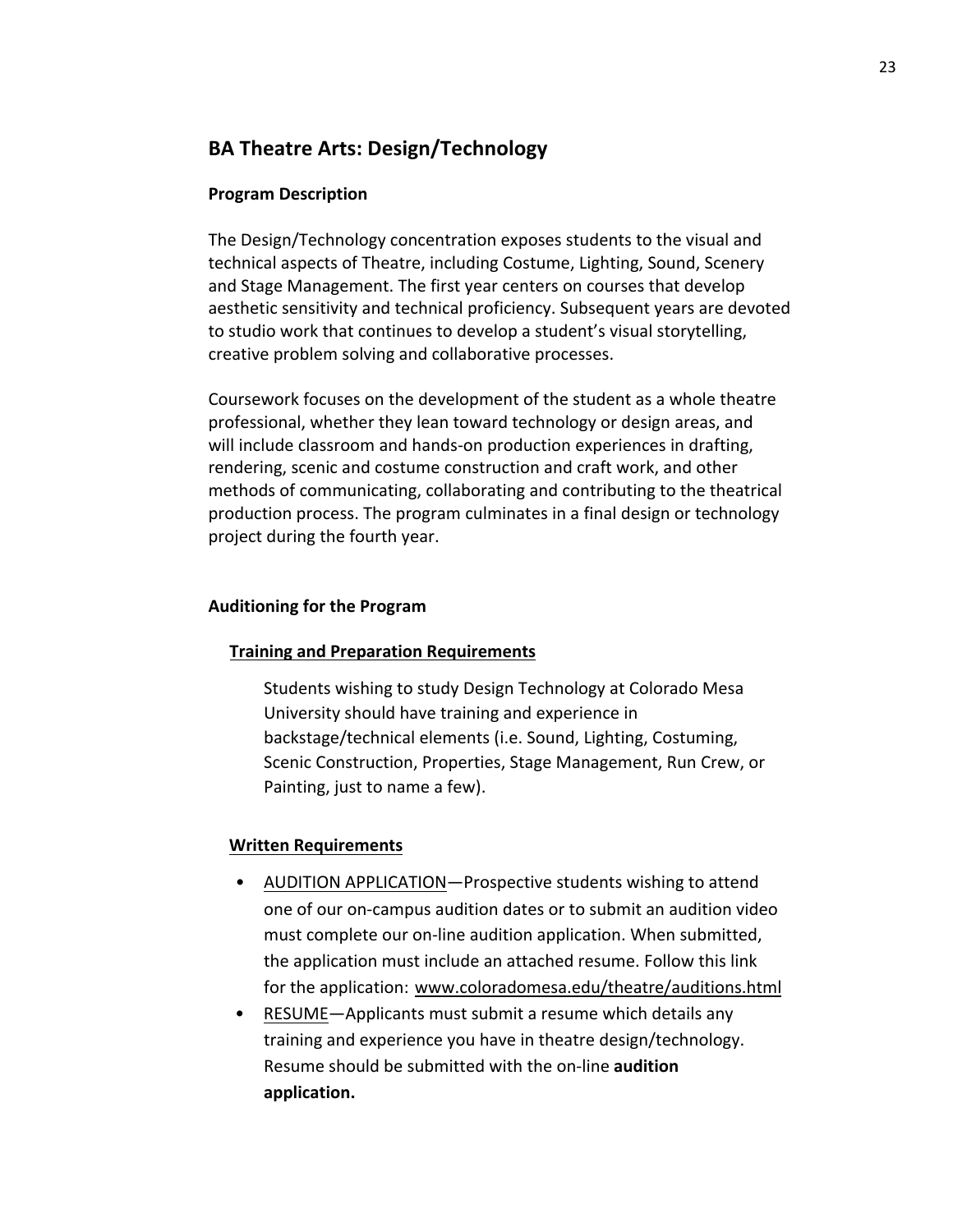## BA Theatre Arts: Design/Technology

### Program Description

The Design/Technology concentration exposes students to the visual and technical aspects of Theatre, including Costume, Lighting, Sound, Scenery and Stage Management. The first year centers on courses that develop aesthetic sensitivity and technical proficiency. Subsequent years are devoted to studio work that continues to develop a student's visual storytelling, creative problem solving and collaborative processes.

Coursework focuses on the development of the student as a whole theatre professional, whether they lean toward technology or design areas, and will include classroom and hands-on production experiences in drafting, rendering, scenic and costume construction and craft work, and other methods of communicating, collaborating and contributing to the theatrical production process. The program culminates in a final design or technology project during the fourth year.

### Auditioning for the Program

#### Training and Preparation Requirements

Students wishing to study Design Technology at Colorado Mesa University should have training and experience in backstage/technical elements (i.e. Sound, Lighting, Costuming, Scenic Construction, Properties, Stage Management, Run Crew, or Painting, just to name a few).

#### Written Requirements

- AUDITION APPLICATION—Prospective students wishing to attend one of our on-campus audition dates or to submit an audition video must complete our on-line audition application. When submitted, the application must include an attached resume. Follow this link for the application: www.coloradomesa.edu/theatre/auditions.html
- RESUME—Applicants must submit a resume which details any training and experience you have in theatre design/technology. Resume should be submitted with the on-line **audition application.**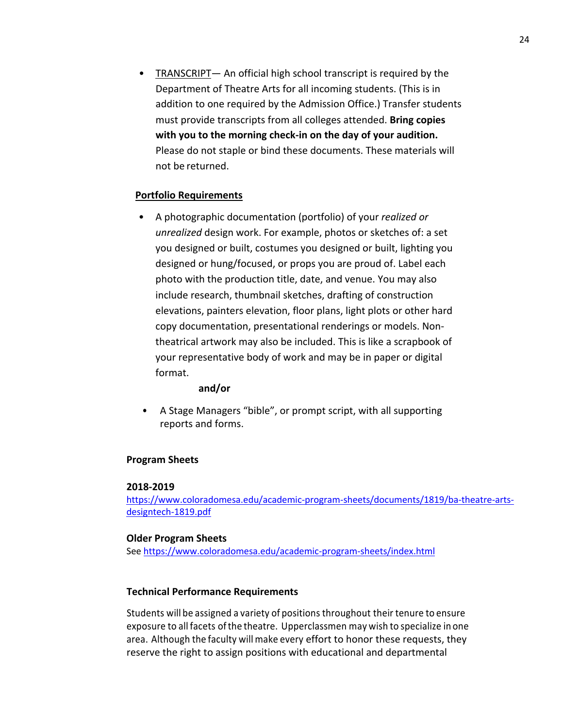- TRANSCRIPT— An official high school transcript is required by the Department of Theatre Arts for all incoming students. (This is in addition to one required by the Admission Office.) Transfer students must provide transcripts from all colleges attended. **Bring copies with you to the morning check-in on the day of your audition.** Please do not staple or bind these documents. These materials will not be returned.

**Portfolio Requirements**

- A photographic documentation (portfolio) of your *realized or unrealized* design work. For example, photos or sketches of: a set you designed or built, costumes you designed or built, lighting you designed or hung/focused, or props you are proud of. Label each photo with the production title, date, and venue. You may also include research, thumbnail sketches, drafting of construction elevations, painters elevation, floor plans, light plots or other hard copy documentation, presentational renderings or models. Non-theatrical artwork may also be included. This is like a scrapbook of your representative body of work and may be in paper or digital format.

**and/or**

- A Stage Managers "bible", or prompt script, with all supporting reports and forms.

**Program Sheets**

**2018-2019**
https://www.coloradomesa.edu/academic-program-sheets/documents/1819/ba-theatre-arts-designtech-1819.pdf

**Older Program Sheets**
See https://www.coloradomesa.edu/academic-program-sheets/index.html

**Technical Performance Requirements**

Students will be assigned a variety of positions throughout their tenure to ensure exposure to all facets of the theatre. Upperclassmen may wish to specialize in one area. Although the faculty will make every effort to honor these requests, they reserve the right to assign positions with educational and departmental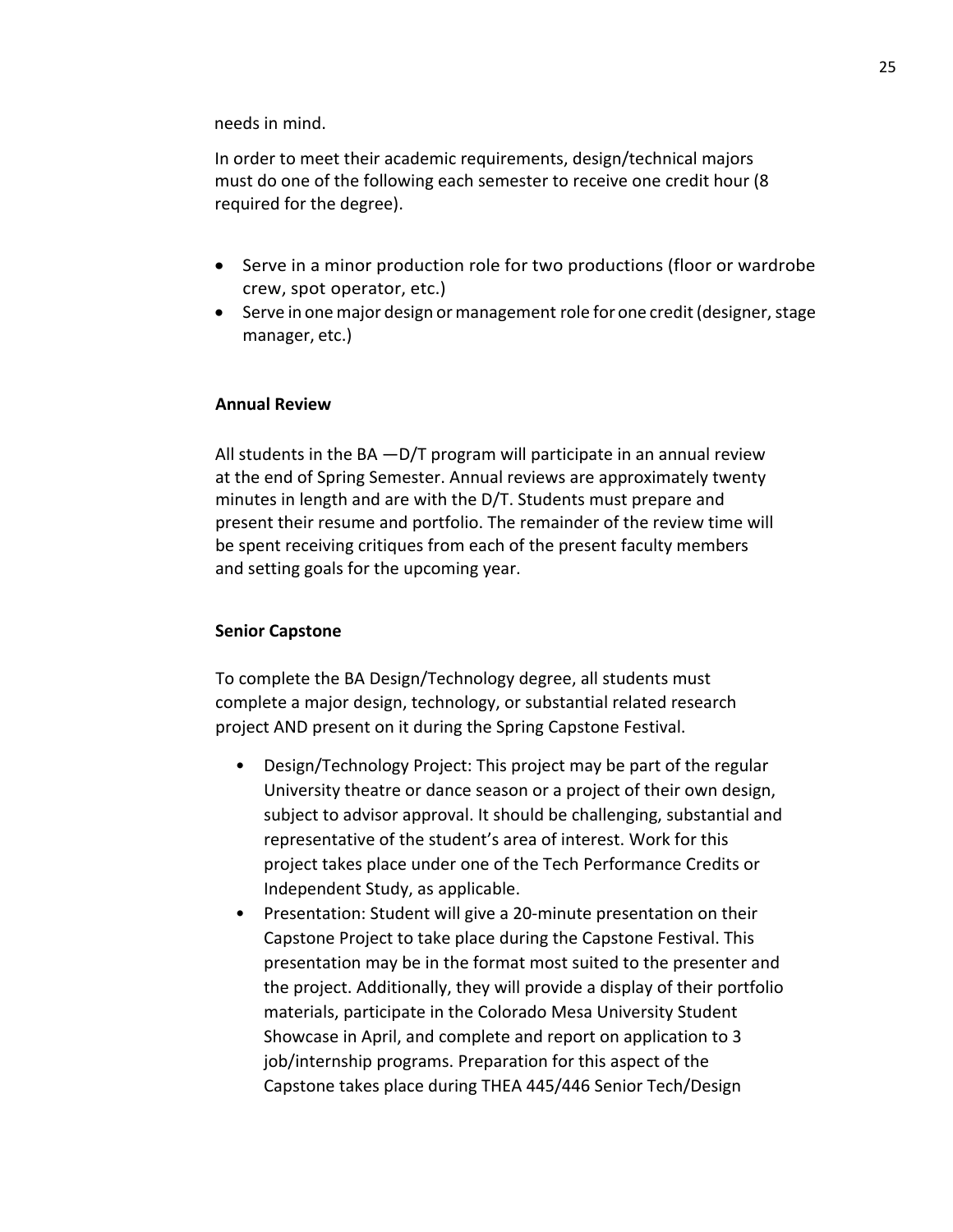needs in mind.

In order to meet their academic requirements, design/technical majors must do one of the following each semester to receive one credit hour (8 required for the degree).

- Serve in a minor production role for two productions (floor or wardrobe crew, spot operator, etc.)
- Serve in one major design or management role for one credit (designer, stage manager, etc.)

**Annual Review**

All students in the BA —D/T program will participate in an annual review at the end of Spring Semester. Annual reviews are approximately twenty minutes in length and are with the D/T. Students must prepare and present their resume and portfolio. The remainder of the review time will be spent receiving critiques from each of the present faculty members and setting goals for the upcoming year.

**Senior Capstone**

To complete the BA Design/Technology degree, all students must complete a major design, technology, or substantial related research project AND present on it during the Spring Capstone Festival.

- Design/Technology Project: This project may be part of the regular University theatre or dance season or a project of their own design, subject to advisor approval. It should be challenging, substantial and representative of the student's area of interest. Work for this project takes place under one of the Tech Performance Credits or Independent Study, as applicable.
- Presentation: Student will give a 20-minute presentation on their Capstone Project to take place during the Capstone Festival. This presentation may be in the format most suited to the presenter and the project. Additionally, they will provide a display of their portfolio materials, participate in the Colorado Mesa University Student Showcase in April, and complete and report on application to 3 job/internship programs. Preparation for this aspect of the Capstone takes place during THEA 445/446 Senior Tech/Design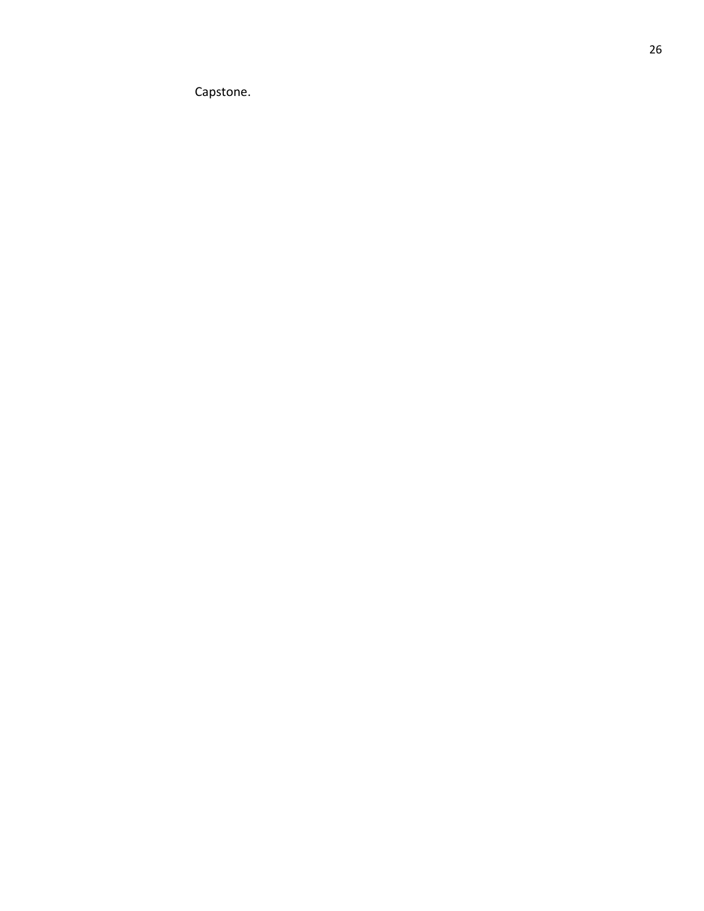Capstone.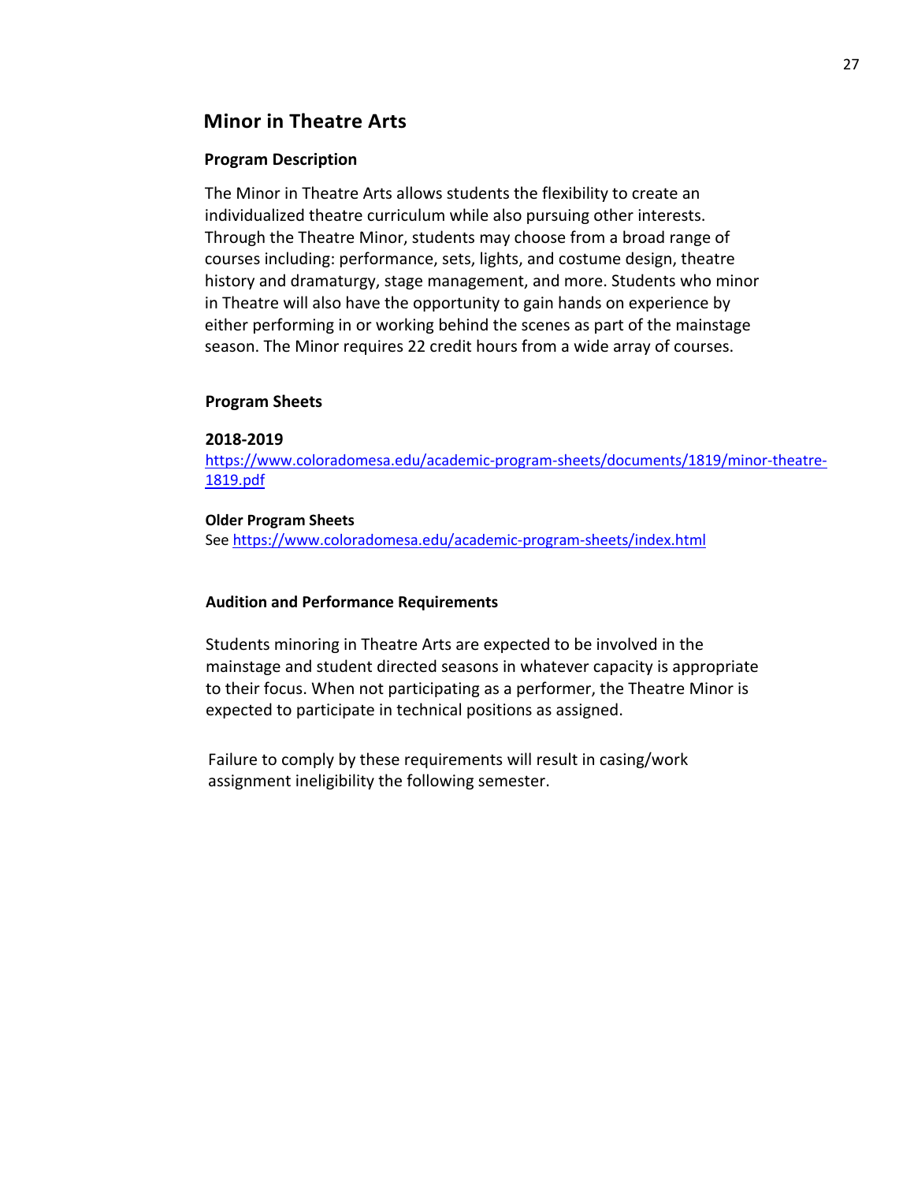## Minor in Theatre Arts

### Program Description

The Minor in Theatre Arts allows students the flexibility to create an individualized theatre curriculum while also pursuing other interests. Through the Theatre Minor, students may choose from a broad range of courses including: performance, sets, lights, and costume design, theatre history and dramaturgy, stage management, and more. Students who minor in Theatre will also have the opportunity to gain hands on experience by either performing in or working behind the scenes as part of the mainstage season. The Minor requires 22 credit hours from a wide array of courses.

### Program Sheets

**2018-2019**

https://www.coloradomesa.edu/academic-program-sheets/documents/1819/minor-theatre-1819.pdf

**Older Program Sheets**

See https://www.coloradomesa.edu/academic-program-sheets/index.html

### Audition and Performance Requirements

Students minoring in Theatre Arts are expected to be involved in the mainstage and student directed seasons in whatever capacity is appropriate to their focus. When not participating as a performer, the Theatre Minor is expected to participate in technical positions as assigned.

Failure to comply by these requirements will result in casing/work assignment ineligibility the following semester.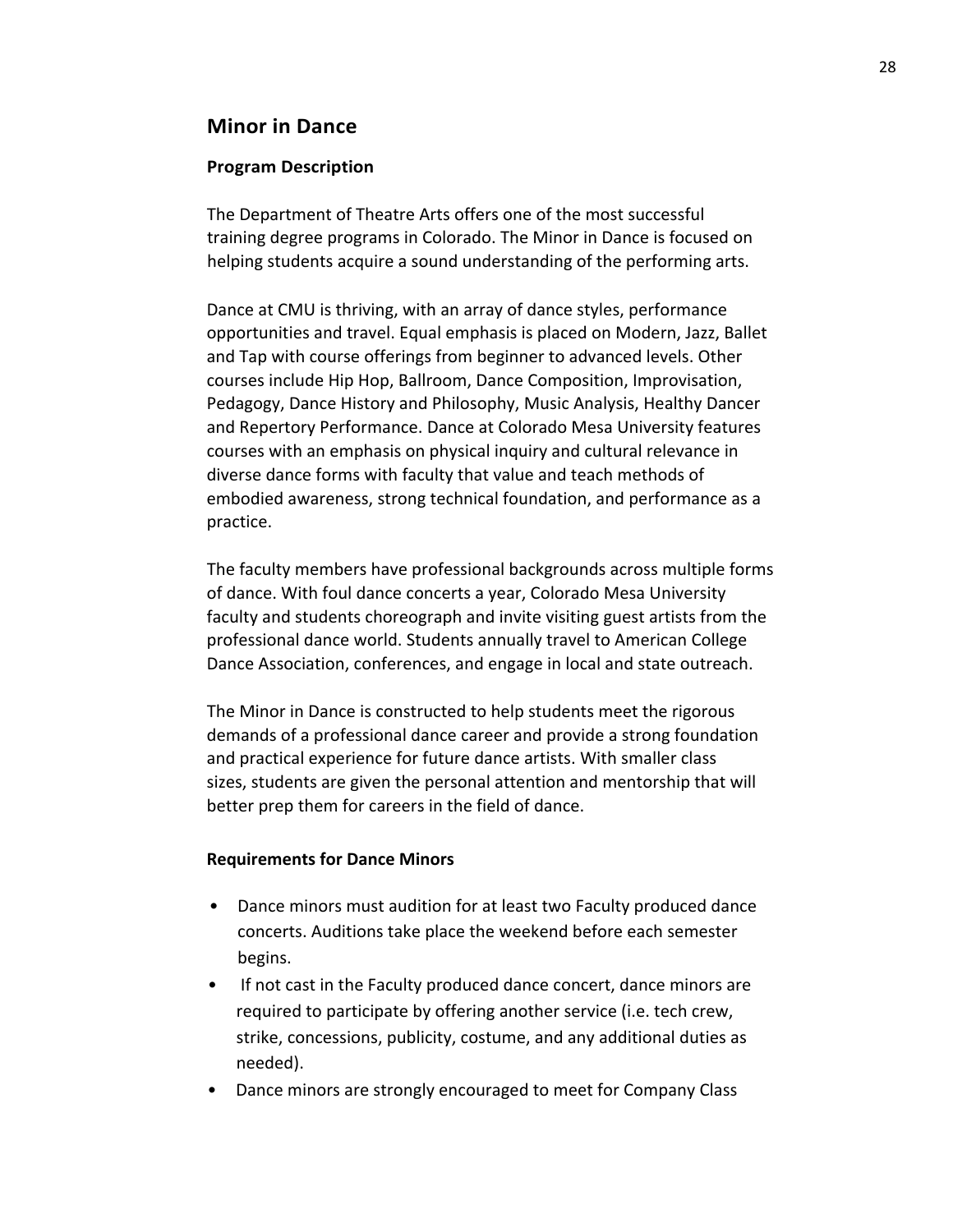## Minor in Dance

### Program Description

The Department of Theatre Arts offers one of the most successful training degree programs in Colorado. The Minor in Dance is focused on helping students acquire a sound understanding of the performing arts.

Dance at CMU is thriving, with an array of dance styles, performance opportunities and travel. Equal emphasis is placed on Modern, Jazz, Ballet and Tap with course offerings from beginner to advanced levels. Other courses include Hip Hop, Ballroom, Dance Composition, Improvisation, Pedagogy, Dance History and Philosophy, Music Analysis, Healthy Dancer and Repertory Performance. Dance at Colorado Mesa University features courses with an emphasis on physical inquiry and cultural relevance in diverse dance forms with faculty that value and teach methods of embodied awareness, strong technical foundation, and performance as a practice.

The faculty members have professional backgrounds across multiple forms of dance. With foul dance concerts a year, Colorado Mesa University faculty and students choreograph and invite visiting guest artists from the professional dance world. Students annually travel to American College Dance Association, conferences, and engage in local and state outreach.

The Minor in Dance is constructed to help students meet the rigorous demands of a professional dance career and provide a strong foundation and practical experience for future dance artists. With smaller class sizes, students are given the personal attention and mentorship that will better prep them for careers in the field of dance.

### Requirements for Dance Minors

- Dance minors must audition for at least two Faculty produced dance concerts. Auditions take place the weekend before each semester begins.
- If not cast in the Faculty produced dance concert, dance minors are required to participate by offering another service (i.e. tech crew, strike, concessions, publicity, costume, and any additional duties as needed).
- Dance minors are strongly encouraged to meet for Company Class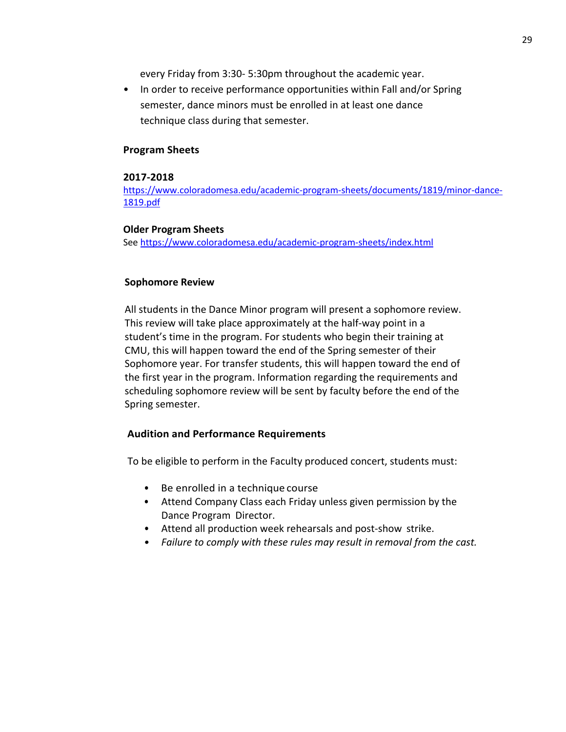every Friday from 3:30- 5:30pm throughout the academic year.

- In order to receive performance opportunities within Fall and/or Spring semester, dance minors must be enrolled in at least one dance technique class during that semester.

**Program Sheets**

**2017-2018**

https://www.coloradomesa.edu/academic-program-sheets/documents/1819/minor-dance-1819.pdf

**Older Program Sheets**

See https://www.coloradomesa.edu/academic-program-sheets/index.html

**Sophomore Review**

All students in the Dance Minor program will present a sophomore review. This review will take place approximately at the half-way point in a student's time in the program. For students who begin their training at CMU, this will happen toward the end of the Spring semester of their Sophomore year. For transfer students, this will happen toward the end of the first year in the program. Information regarding the requirements and scheduling sophomore review will be sent by faculty before the end of the Spring semester.

**Audition and Performance Requirements**

To be eligible to perform in the Faculty produced concert, students must:

- Be enrolled in a technique course
- Attend Company Class each Friday unless given permission by the Dance Program Director.
- Attend all production week rehearsals and post-show strike.
- *Failure to comply with these rules may result in removal from the cast.*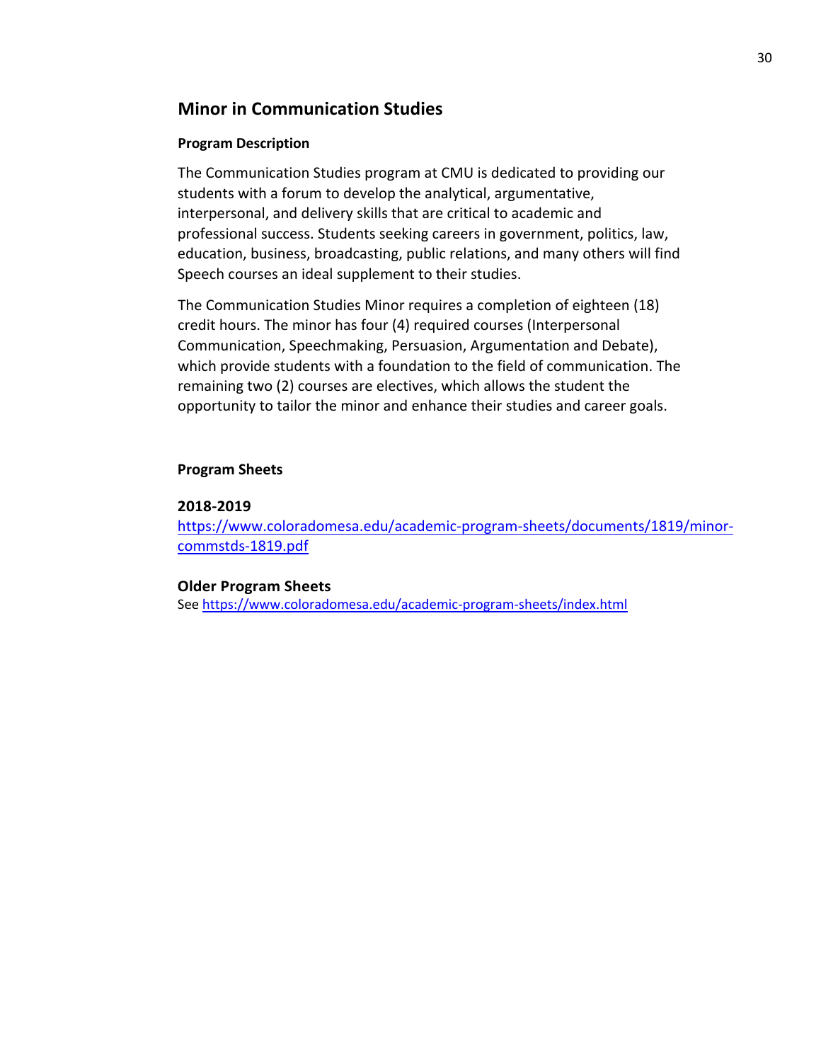## Minor in Communication Studies

### Program Description

The Communication Studies program at CMU is dedicated to providing our students with a forum to develop the analytical, argumentative, interpersonal, and delivery skills that are critical to academic and professional success. Students seeking careers in government, politics, law, education, business, broadcasting, public relations, and many others will find Speech courses an ideal supplement to their studies.

The Communication Studies Minor requires a completion of eighteen (18) credit hours. The minor has four (4) required courses (Interpersonal Communication, Speechmaking, Persuasion, Argumentation and Debate), which provide students with a foundation to the field of communication. The remaining two (2) courses are electives, which allows the student the opportunity to tailor the minor and enhance their studies and career goals.

### Program Sheets

**2018-2019**
https://www.coloradomesa.edu/academic-program-sheets/documents/1819/minor-commstds-1819.pdf

**Older Program Sheets**
See https://www.coloradomesa.edu/academic-program-sheets/index.html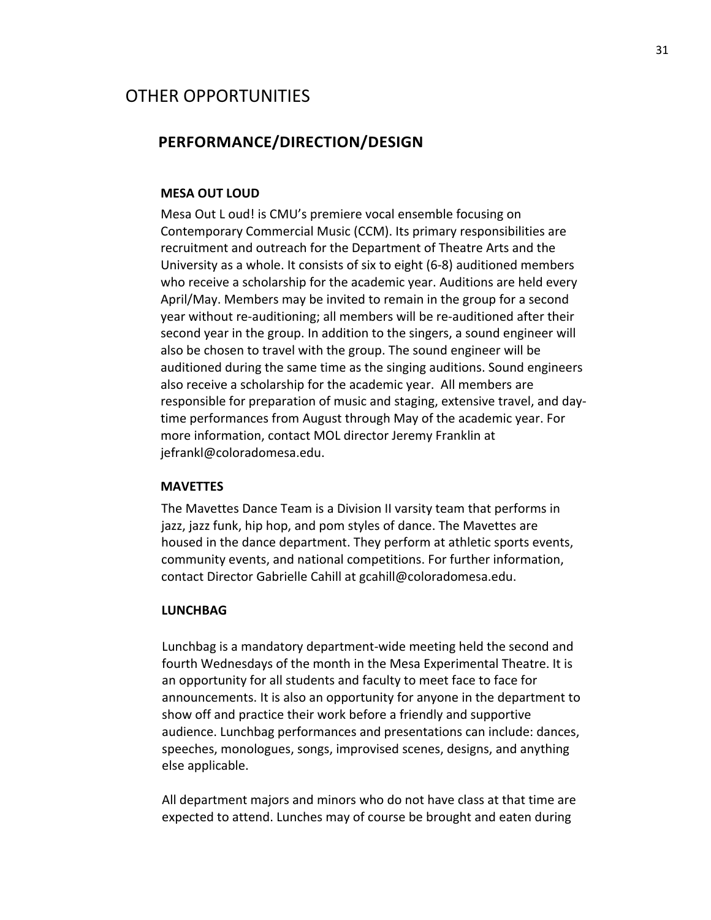# OTHER OPPORTUNITIES

## PERFORMANCE/DIRECTION/DESIGN

### MESA OUT LOUD

Mesa Out L oud! is CMU's premiere vocal ensemble focusing on Contemporary Commercial Music (CCM). Its primary responsibilities are recruitment and outreach for the Department of Theatre Arts and the University as a whole. It consists of six to eight (6-8) auditioned members who receive a scholarship for the academic year. Auditions are held every April/May. Members may be invited to remain in the group for a second year without re-auditioning; all members will be re-auditioned after their second year in the group. In addition to the singers, a sound engineer will also be chosen to travel with the group. The sound engineer will be auditioned during the same time as the singing auditions. Sound engineers also receive a scholarship for the academic year. All members are responsible for preparation of music and staging, extensive travel, and day-time performances from August through May of the academic year. For more information, contact MOL director Jeremy Franklin at jefrankl@coloradomesa.edu.

### MAVETTES

The Mavettes Dance Team is a Division II varsity team that performs in jazz, jazz funk, hip hop, and pom styles of dance. The Mavettes are housed in the dance department. They perform at athletic sports events, community events, and national competitions. For further information, contact Director Gabrielle Cahill at gcahill@coloradomesa.edu.

### LUNCHBAG

Lunchbag is a mandatory department-wide meeting held the second and fourth Wednesdays of the month in the Mesa Experimental Theatre. It is an opportunity for all students and faculty to meet face to face for announcements. It is also an opportunity for anyone in the department to show off and practice their work before a friendly and supportive audience. Lunchbag performances and presentations can include: dances, speeches, monologues, songs, improvised scenes, designs, and anything else applicable.

All department majors and minors who do not have class at that time are expected to attend. Lunches may of course be brought and eaten during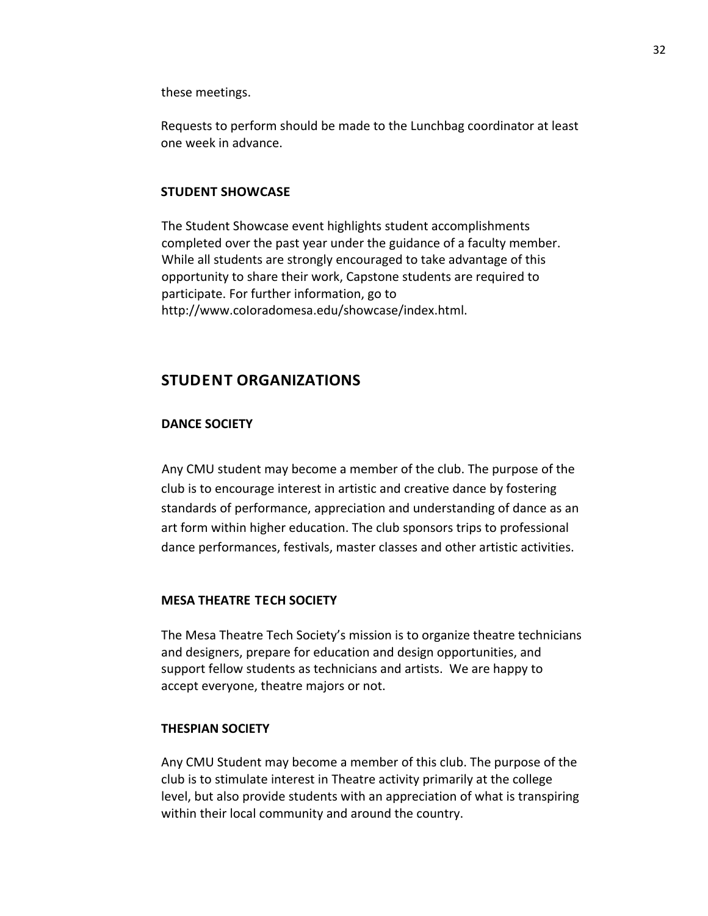these meetings.

Requests to perform should be made to the Lunchbag coordinator at least one week in advance.

### STUDENT SHOWCASE

The Student Showcase event highlights student accomplishments completed over the past year under the guidance of a faculty member. While all students are strongly encouraged to take advantage of this opportunity to share their work, Capstone students are required to participate. For further information, go to http://www.coloradomesa.edu/showcase/index.html.

## STUDENT ORGANIZATIONS

### DANCE SOCIETY

Any CMU student may become a member of the club. The purpose of the club is to encourage interest in artistic and creative dance by fostering standards of performance, appreciation and understanding of dance as an art form within higher education. The club sponsors trips to professional dance performances, festivals, master classes and other artistic activities.

### MESA THEATRE TECH SOCIETY

The Mesa Theatre Tech Society's mission is to organize theatre technicians and designers, prepare for education and design opportunities, and support fellow students as technicians and artists. We are happy to accept everyone, theatre majors or not.

### THESPIAN SOCIETY

Any CMU Student may become a member of this club. The purpose of the club is to stimulate interest in Theatre activity primarily at the college level, but also provide students with an appreciation of what is transpiring within their local community and around the country.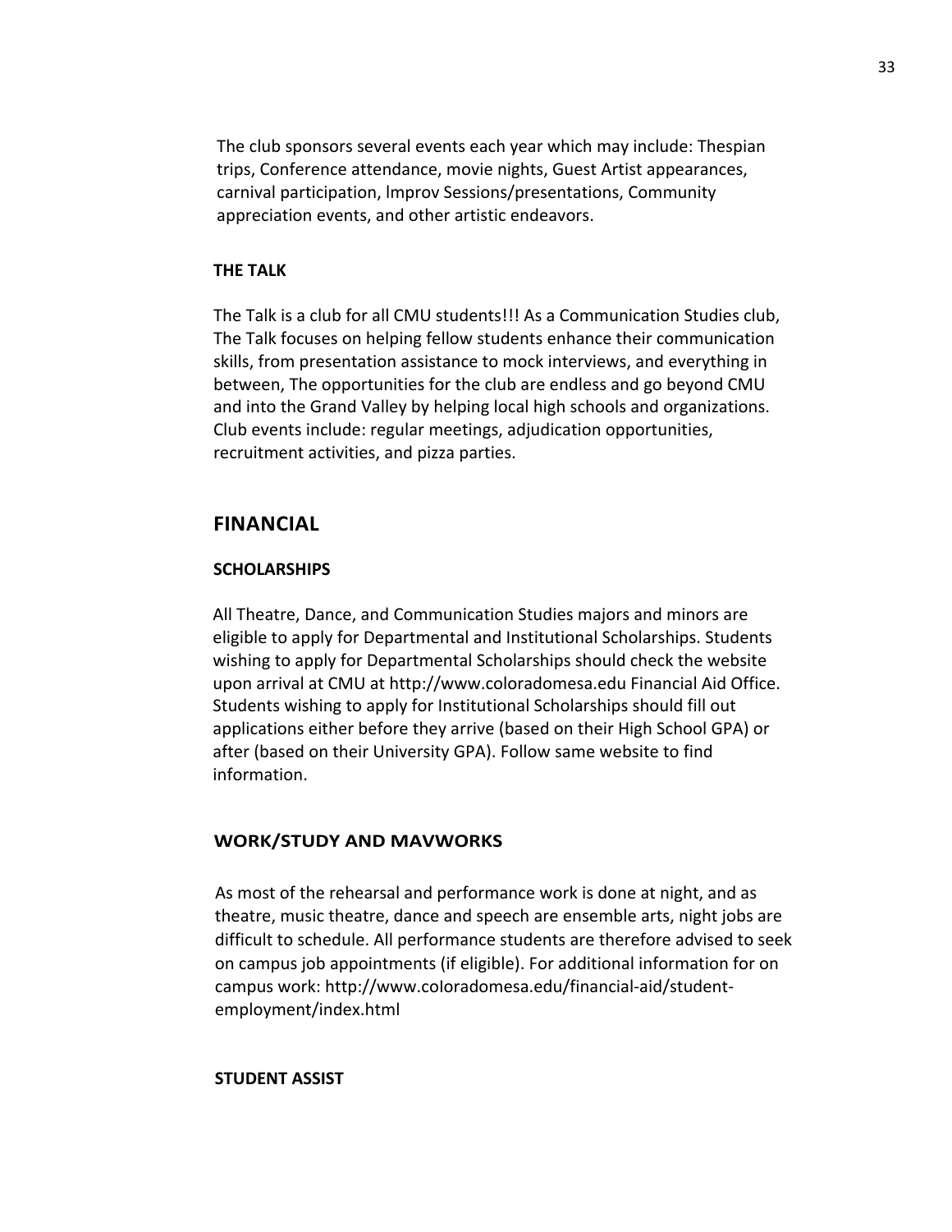The club sponsors several events each year which may include: Thespian trips, Conference attendance, movie nights, Guest Artist appearances, carnival participation, lmprov Sessions/presentations, Community appreciation events, and other artistic endeavors.

### THE TALK

The Talk is a club for all CMU students!!! As a Communication Studies club, The Talk focuses on helping fellow students enhance their communication skills, from presentation assistance to mock interviews, and everything in between, The opportunities for the club are endless and go beyond CMU and into the Grand Valley by helping local high schools and organizations. Club events include: regular meetings, adjudication opportunities, recruitment activities, and pizza parties.

## FINANCIAL

### SCHOLARSHIPS

All Theatre, Dance, and Communication Studies majors and minors are eligible to apply for Departmental and Institutional Scholarships. Students wishing to apply for Departmental Scholarships should check the website upon arrival at CMU at http://www.coloradomesa.edu Financial Aid Office. Students wishing to apply for Institutional Scholarships should fill out applications either before they arrive (based on their High School GPA) or after (based on their University GPA). Follow same website to find information.

### WORK/STUDY AND MAVWORKS

As most of the rehearsal and performance work is done at night, and as theatre, music theatre, dance and speech are ensemble arts, night jobs are difficult to schedule. All performance students are therefore advised to seek on campus job appointments (if eligible). For additional information for on campus work: http://www.coIoradomesa.edu/financial-aid/student-employment/index.html

### STUDENT ASSIST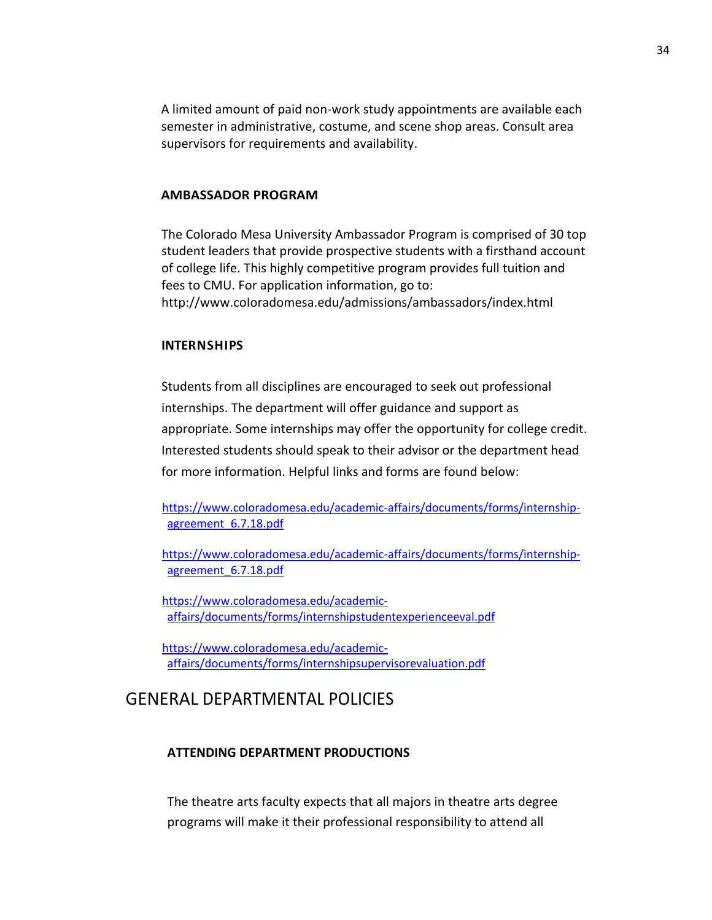A limited amount of paid non-work study appointments are available each semester in administrative, costume, and scene shop areas. Consult area supervisors for requirements and availability.

**AMBASSADOR PROGRAM**

The Colorado Mesa University Ambassador Program is comprised of 30 top student leaders that provide prospective students with a firsthand account of college life. This highly competitive program provides full tuition and fees to CMU. For application information, go to: http://www.coIoradomesa.edu/admissions/ambassadors/index.html

**INTERNSHIPS**

Students from all disciplines are encouraged to seek out professional internships. The department will offer guidance and support as appropriate. Some internships may offer the opportunity for college credit. Interested students should speak to their advisor or the department head for more information. Helpful links and forms are found below:

https://www.coloradomesa.edu/academic-affairs/documents/forms/internship-agreement_6.7.18.pdf

https://www.coloradomesa.edu/academic-affairs/documents/forms/internship-agreement_6.7.18.pdf

https://www.coloradomesa.edu/academic-affairs/documents/forms/internshipstudentexperienceeval.pdf

https://www.coloradomesa.edu/academic-affairs/documents/forms/internshipsupervisorevaluation.pdf

# GENERAL DEPARTMENTAL POLICIES

**ATTENDING DEPARTMENT PRODUCTIONS**

The theatre arts faculty expects that all majors in theatre arts degree programs will make it their professional responsibility to attend all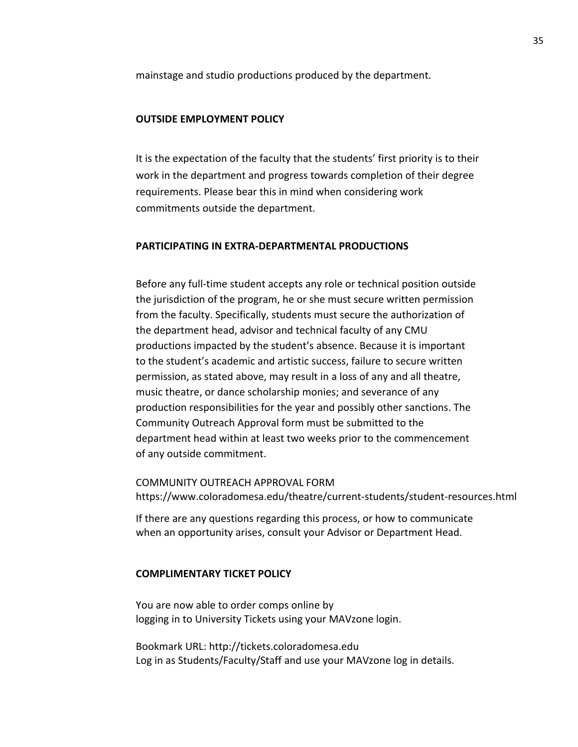mainstage and studio productions produced by the department.

**OUTSIDE EMPLOYMENT POLICY**

It is the expectation of the faculty that the students' first priority is to their work in the department and progress towards completion of their degree requirements. Please bear this in mind when considering work commitments outside the department.

**PARTICIPATING IN EXTRA-DEPARTMENTAL PRODUCTIONS**

Before any full-time student accepts any role or technical position outside the jurisdiction of the program, he or she must secure written permission from the faculty. Specifically, students must secure the authorization of the department head, advisor and technical faculty of any CMU productions impacted by the student's absence. Because it is important to the student's academic and artistic success, failure to secure written permission, as stated above, may result in a loss of any and all theatre, music theatre, or dance scholarship monies; and severance of any production responsibilities for the year and possibly other sanctions. The Community Outreach Approval form must be submitted to the department head within at least two weeks prior to the commencement of any outside commitment.

COMMUNITY OUTREACH APPROVAL FORM
https://www.coloradomesa.edu/theatre/current-students/student-resources.html

If there are any questions regarding this process, or how to communicate when an opportunity arises, consult your Advisor or Department Head.

**COMPLIMENTARY TICKET POLICY**

You are now able to order comps online by
logging in to University Tickets using your MAVzone login.

Bookmark URL: http://tickets.coloradomesa.edu
Log in as Students/Faculty/Staff and use your MAVzone log in details.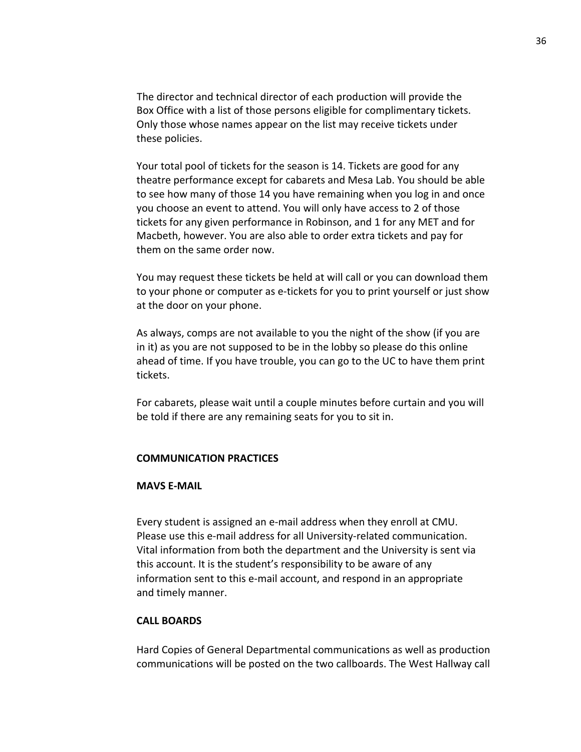The director and technical director of each production will provide the Box Office with a list of those persons eligible for complimentary tickets. Only those whose names appear on the list may receive tickets under these policies.

Your total pool of tickets for the season is 14. Tickets are good for any theatre performance except for cabarets and Mesa Lab. You should be able to see how many of those 14 you have remaining when you log in and once you choose an event to attend. You will only have access to 2 of those tickets for any given performance in Robinson, and 1 for any MET and for Macbeth, however. You are also able to order extra tickets and pay for them on the same order now.

You may request these tickets be held at will call or you can download them to your phone or computer as e-tickets for you to print yourself or just show at the door on your phone.

As always, comps are not available to you the night of the show (if you are in it) as you are not supposed to be in the lobby so please do this online ahead of time. If you have trouble, you can go to the UC to have them print tickets.

For cabarets, please wait until a couple minutes before curtain and you will be told if there are any remaining seats for you to sit in.

## COMMUNICATION PRACTICES

### MAVS E-MAIL

Every student is assigned an e-mail address when they enroll at CMU. Please use this e-mail address for all University-related communication. Vital information from both the department and the University is sent via this account. It is the student's responsibility to be aware of any information sent to this e-mail account, and respond in an appropriate and timely manner.

### CALL BOARDS

Hard Copies of General Departmental communications as well as production communications will be posted on the two callboards. The West Hallway call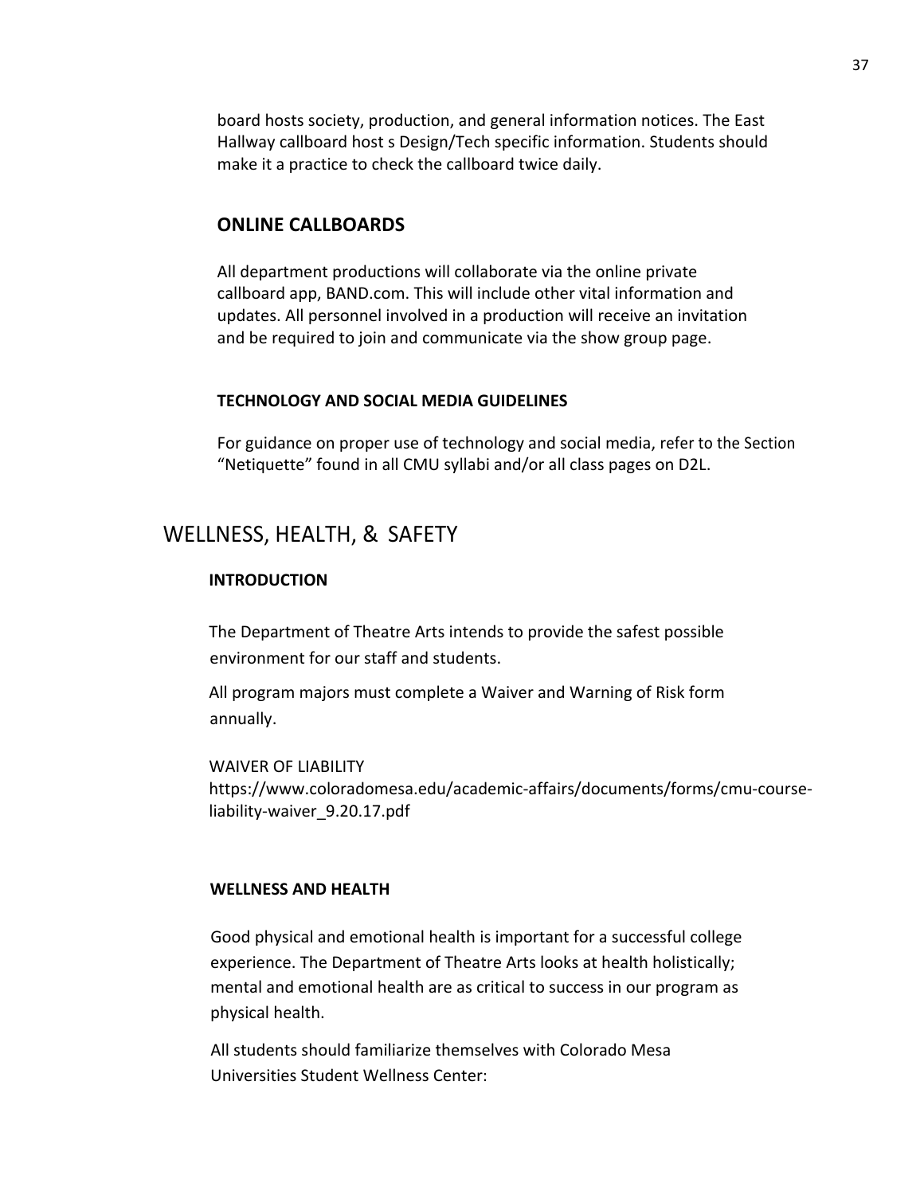board hosts society, production, and general information notices. The East Hallway callboard host s Design/Tech specific information. Students should make it a practice to check the callboard twice daily.

### ONLINE CALLBOARDS

All department productions will collaborate via the online private callboard app, BAND.com. This will include other vital information and updates. All personnel involved in a production will receive an invitation and be required to join and communicate via the show group page.

#### TECHNOLOGY AND SOCIAL MEDIA GUIDELINES

For guidance on proper use of technology and social media, refer to the Section “Netiquette” found in all CMU syllabi and/or all class pages on D2L.

## WELLNESS, HEALTH, & SAFETY

#### INTRODUCTION

The Department of Theatre Arts intends to provide the safest possible environment for our staff and students.

All program majors must complete a Waiver and Warning of Risk form annually.

WAIVER OF LIABILITY
https://www.coloradomesa.edu/academic-affairs/documents/forms/cmu-course-liability-waiver_9.20.17.pdf

#### WELLNESS AND HEALTH

Good physical and emotional health is important for a successful college experience. The Department of Theatre Arts looks at health holistically; mental and emotional health are as critical to success in our program as physical health.

All students should familiarize themselves with Colorado Mesa Universities Student Wellness Center: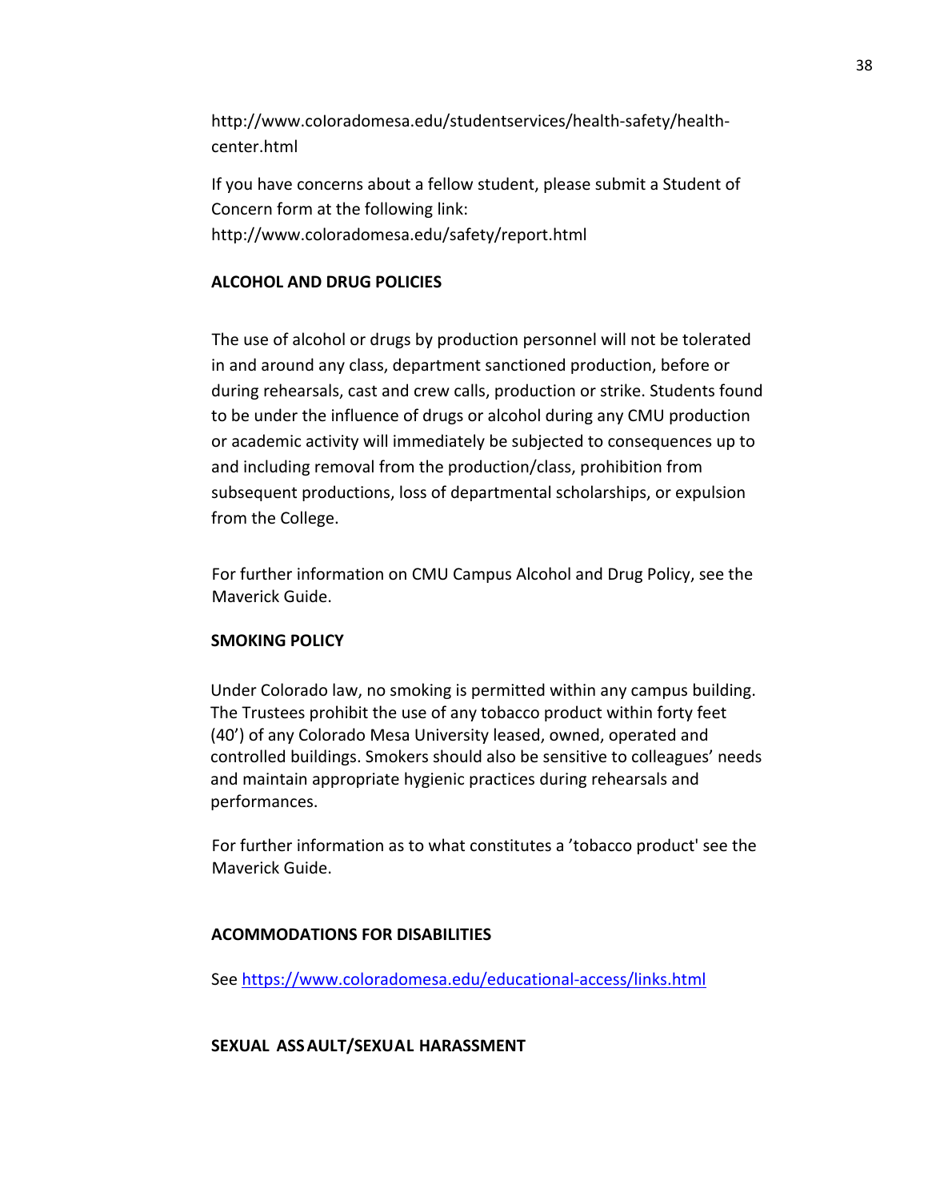http://www.coloradomesa.edu/studentservices/health-safety/health-center.html

If you have concerns about a fellow student, please submit a Student of Concern form at the following link: http://www.coloradomesa.edu/safety/report.html

**ALCOHOL AND DRUG POLICIES**

The use of alcohol or drugs by production personnel will not be tolerated in and around any class, department sanctioned production, before or during rehearsals, cast and crew calls, production or strike. Students found to be under the influence of drugs or alcohol during any CMU production or academic activity will immediately be subjected to consequences up to and including removal from the production/class, prohibition from subsequent productions, loss of departmental scholarships, or expulsion from the College.

For further information on CMU Campus Alcohol and Drug Policy, see the Maverick Guide.

**SMOKING POLICY**

Under Colorado law, no smoking is permitted within any campus building. The Trustees prohibit the use of any tobacco product within forty feet (40') of any Colorado Mesa University leased, owned, operated and controlled buildings. Smokers should also be sensitive to colleagues' needs and maintain appropriate hygienic practices during rehearsals and performances.

For further information as to what constitutes a 'tobacco product' see the Maverick Guide.

**ACOMMODATIONS FOR DISABILITIES**

See https://www.coloradomesa.edu/educational-access/links.html

**SEXUAL ASSAULT/SEXUAL HARASSMENT**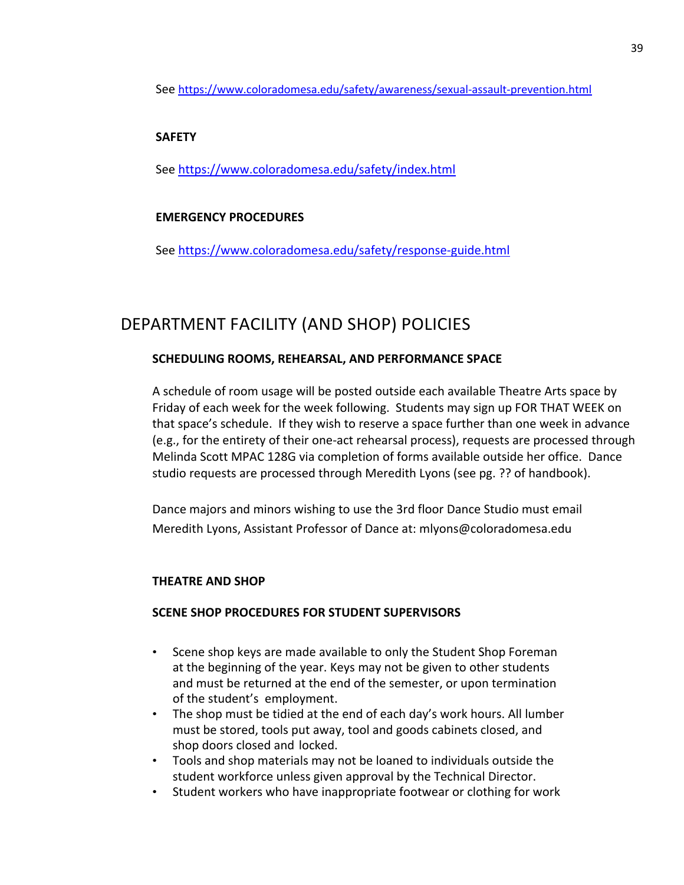See https://www.coloradomesa.edu/safety/awareness/sexual-assault-prevention.html

**SAFETY**

See https://www.coloradomesa.edu/safety/index.html

**EMERGENCY PROCEDURES**

See https://www.coloradomesa.edu/safety/response-guide.html

# DEPARTMENT FACILITY (AND SHOP) POLICIES

**SCHEDULING ROOMS, REHEARSAL, AND PERFORMANCE SPACE**

A schedule of room usage will be posted outside each available Theatre Arts space by Friday of each week for the week following. Students may sign up FOR THAT WEEK on that space's schedule. If they wish to reserve a space further than one week in advance (e.g., for the entirety of their one-act rehearsal process), requests are processed through Melinda Scott MPAC 128G via completion of forms available outside her office. Dance studio requests are processed through Meredith Lyons (see pg. ?? of handbook).

Dance majors and minors wishing to use the 3rd floor Dance Studio must email Meredith Lyons, Assistant Professor of Dance at: mlyons@coloradomesa.edu

**THEATRE AND SHOP**

**SCENE SHOP PROCEDURES FOR STUDENT SUPERVISORS**

- Scene shop keys are made available to only the Student Shop Foreman at the beginning of the year. Keys may not be given to other students and must be returned at the end of the semester, or upon termination of the student's employment.
- The shop must be tidied at the end of each day's work hours. All lumber must be stored, tools put away, tool and goods cabinets closed, and shop doors closed and locked.
- Tools and shop materials may not be loaned to individuals outside the student workforce unless given approval by the Technical Director.
- Student workers who have inappropriate footwear or clothing for work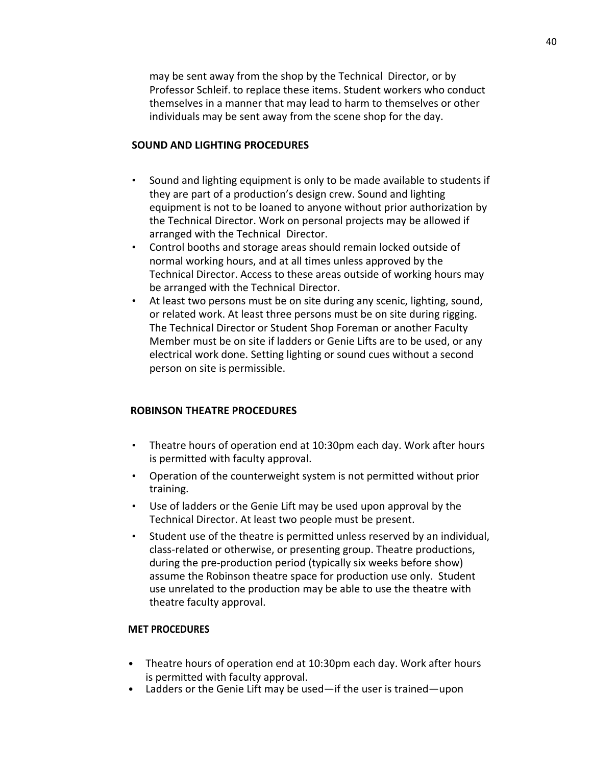may be sent away from the shop by the Technical Director, or by Professor Schleif. to replace these items. Student workers who conduct themselves in a manner that may lead to harm to themselves or other individuals may be sent away from the scene shop for the day.

**SOUND AND LIGHTING PROCEDURES**

- Sound and lighting equipment is only to be made available to students if they are part of a production's design crew. Sound and lighting equipment is not to be loaned to anyone without prior authorization by the Technical Director. Work on personal projects may be allowed if arranged with the Technical Director.
- Control booths and storage areas should remain locked outside of normal working hours, and at all times unless approved by the Technical Director. Access to these areas outside of working hours may be arranged with the Technical Director.
- At least two persons must be on site during any scenic, lighting, sound, or related work. At least three persons must be on site during rigging. The Technical Director or Student Shop Foreman or another Faculty Member must be on site if ladders or Genie Lifts are to be used, or any electrical work done. Setting lighting or sound cues without a second person on site is permissible.

**ROBINSON THEATRE PROCEDURES**

- Theatre hours of operation end at 10:30pm each day. Work after hours is permitted with faculty approval.
- Operation of the counterweight system is not permitted without prior training.
- Use of ladders or the Genie Lift may be used upon approval by the Technical Director. At least two people must be present.
- Student use of the theatre is permitted unless reserved by an individual, class-related or otherwise, or presenting group. Theatre productions, during the pre-production period (typically six weeks before show) assume the Robinson theatre space for production use only. Student use unrelated to the production may be able to use the theatre with theatre faculty approval.

**MET PROCEDURES**

- Theatre hours of operation end at 10:30pm each day. Work after hours is permitted with faculty approval.
- Ladders or the Genie Lift may be used—if the user is trained—upon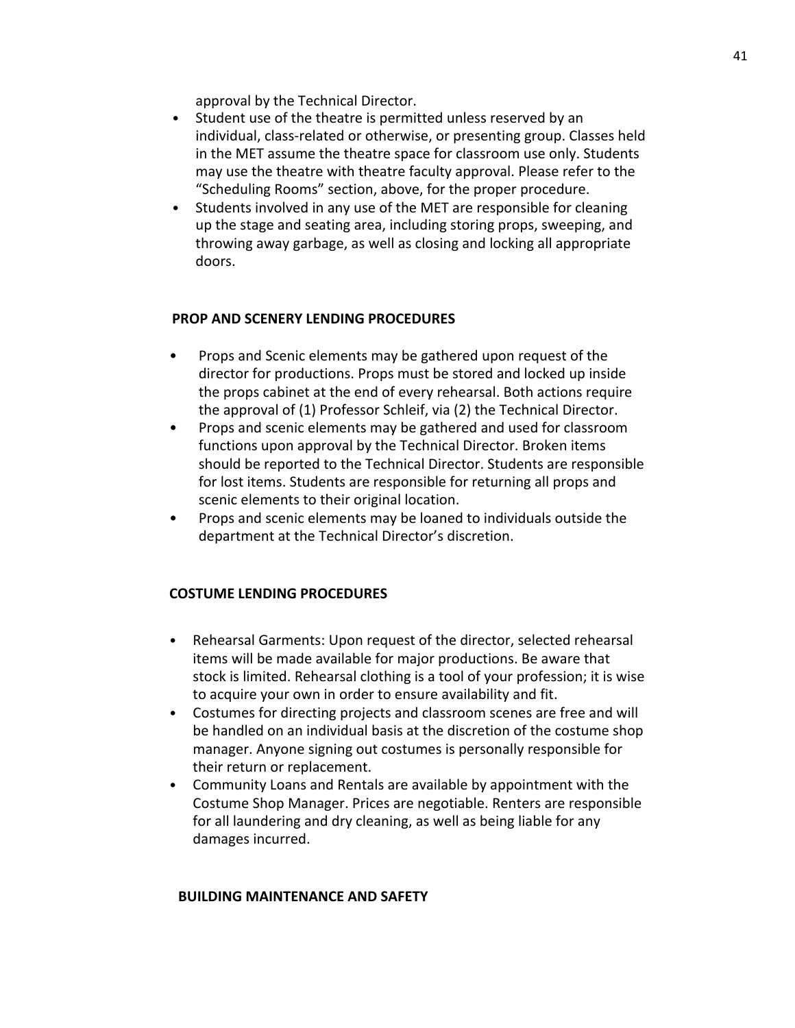approval by the Technical Director.

- Student use of the theatre is permitted unless reserved by an individual, class-related or otherwise, or presenting group. Classes held in the MET assume the theatre space for classroom use only. Students may use the theatre with theatre faculty approval. Please refer to the "Scheduling Rooms" section, above, for the proper procedure.
- Students involved in any use of the MET are responsible for cleaning up the stage and seating area, including storing props, sweeping, and throwing away garbage, as well as closing and locking all appropriate doors.

**PROP AND SCENERY LENDING PROCEDURES**

- Props and Scenic elements may be gathered upon request of the director for productions. Props must be stored and locked up inside the props cabinet at the end of every rehearsal. Both actions require the approval of (1) Professor Schleif, via (2) the Technical Director.
- Props and scenic elements may be gathered and used for classroom functions upon approval by the Technical Director. Broken items should be reported to the Technical Director. Students are responsible for lost items. Students are responsible for returning all props and scenic elements to their original location.
- Props and scenic elements may be loaned to individuals outside the department at the Technical Director's discretion.

**COSTUME LENDING PROCEDURES**

- Rehearsal Garments: Upon request of the director, selected rehearsal items will be made available for major productions. Be aware that stock is limited. Rehearsal clothing is a tool of your profession; it is wise to acquire your own in order to ensure availability and fit.
- Costumes for directing projects and classroom scenes are free and will be handled on an individual basis at the discretion of the costume shop manager. Anyone signing out costumes is personally responsible for their return or replacement.
- Community Loans and Rentals are available by appointment with the Costume Shop Manager. Prices are negotiable. Renters are responsible for all laundering and dry cleaning, as well as being liable for any damages incurred.

**BUILDING MAINTENANCE AND SAFETY**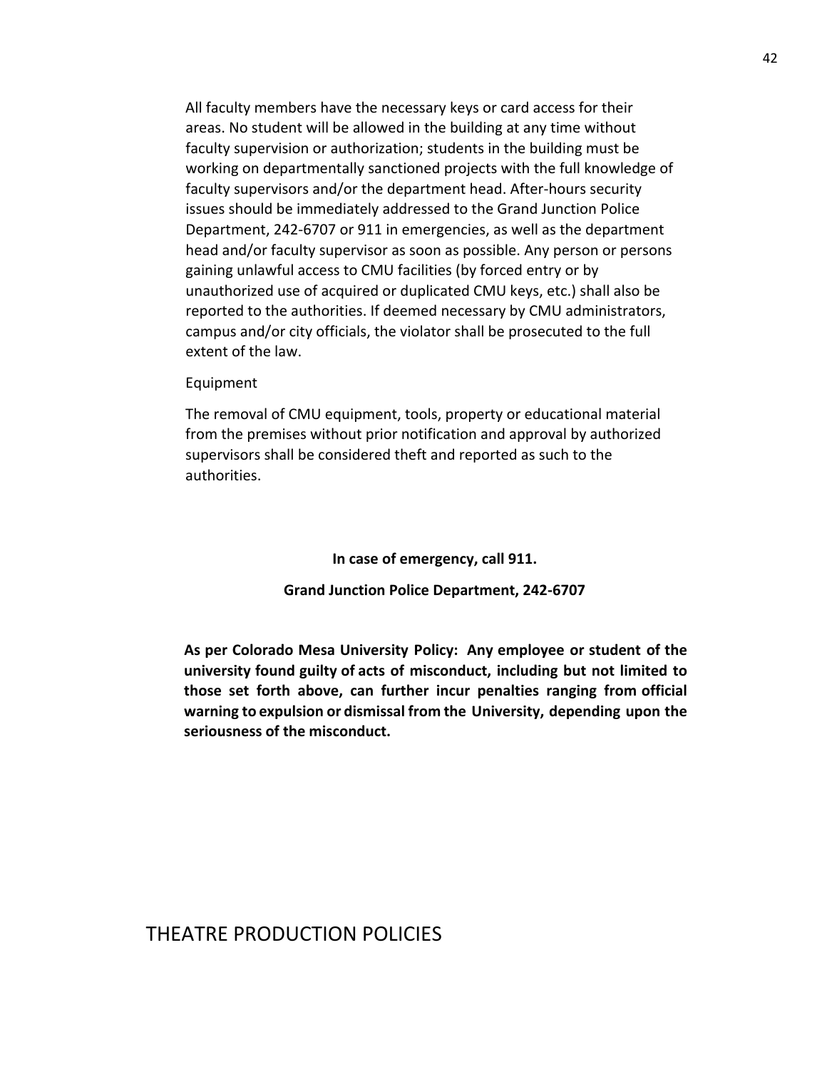All faculty members have the necessary keys or card access for their areas. No student will be allowed in the building at any time without faculty supervision or authorization; students in the building must be working on departmentally sanctioned projects with the full knowledge of faculty supervisors and/or the department head. After-hours security issues should be immediately addressed to the Grand Junction Police Department, 242-6707 or 911 in emergencies, as well as the department head and/or faculty supervisor as soon as possible. Any person or persons gaining unlawful access to CMU facilities (by forced entry or by unauthorized use of acquired or duplicated CMU keys, etc.) shall also be reported to the authorities. If deemed necessary by CMU administrators, campus and/or city officials, the violator shall be prosecuted to the full extent of the law.

Equipment

The removal of CMU equipment, tools, property or educational material from the premises without prior notification and approval by authorized supervisors shall be considered theft and reported as such to the authorities.

**In case of emergency, call 911.**

**Grand Junction Police Department, 242-6707**

**As per Colorado Mesa University Policy: Any employee or student of the university found guilty of acts of misconduct, including but not limited to those set forth above, can further incur penalties ranging from official warning to expulsion or dismissal from the University, depending upon the seriousness of the misconduct.**

# THEATRE PRODUCTION POLICIES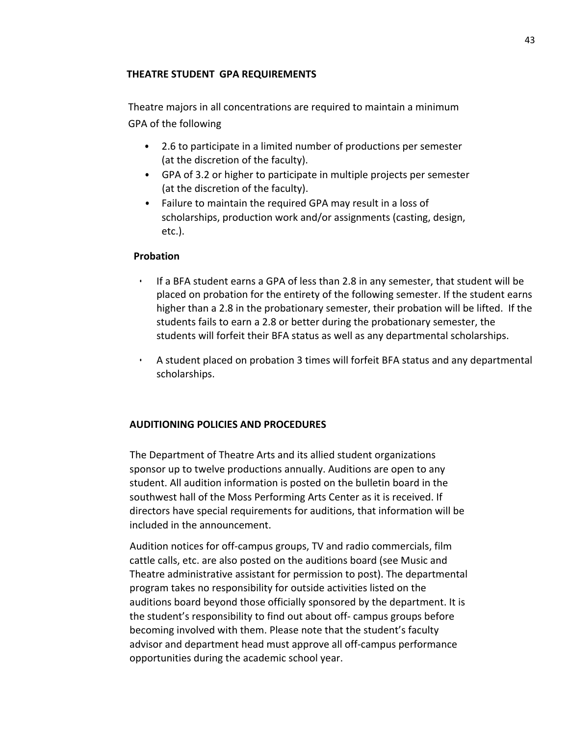## THEATRE STUDENT GPA REQUIREMENTS

Theatre majors in all concentrations are required to maintain a minimum GPA of the following

- 2.6 to participate in a limited number of productions per semester (at the discretion of the faculty).
- GPA of 3.2 or higher to participate in multiple projects per semester (at the discretion of the faculty).
- Failure to maintain the required GPA may result in a loss of scholarships, production work and/or assignments (casting, design, etc.).

### Probation

- If a BFA student earns a GPA of less than 2.8 in any semester, that student will be placed on probation for the entirety of the following semester. If the student earns higher than a 2.8 in the probationary semester, their probation will be lifted. If the students fails to earn a 2.8 or better during the probationary semester, the students will forfeit their BFA status as well as any departmental scholarships.
- A student placed on probation 3 times will forfeit BFA status and any departmental scholarships.

## AUDITIONING POLICIES AND PROCEDURES

The Department of Theatre Arts and its allied student organizations sponsor up to twelve productions annually. Auditions are open to any student. All audition information is posted on the bulletin board in the southwest hall of the Moss Performing Arts Center as it is received. If directors have special requirements for auditions, that information will be included in the announcement.

Audition notices for off-campus groups, TV and radio commercials, film cattle calls, etc. are also posted on the auditions board (see Music and Theatre administrative assistant for permission to post). The departmental program takes no responsibility for outside activities listed on the auditions board beyond those officially sponsored by the department. It is the student's responsibility to find out about off- campus groups before becoming involved with them. Please note that the student's faculty advisor and department head must approve all off-campus performance opportunities during the academic school year.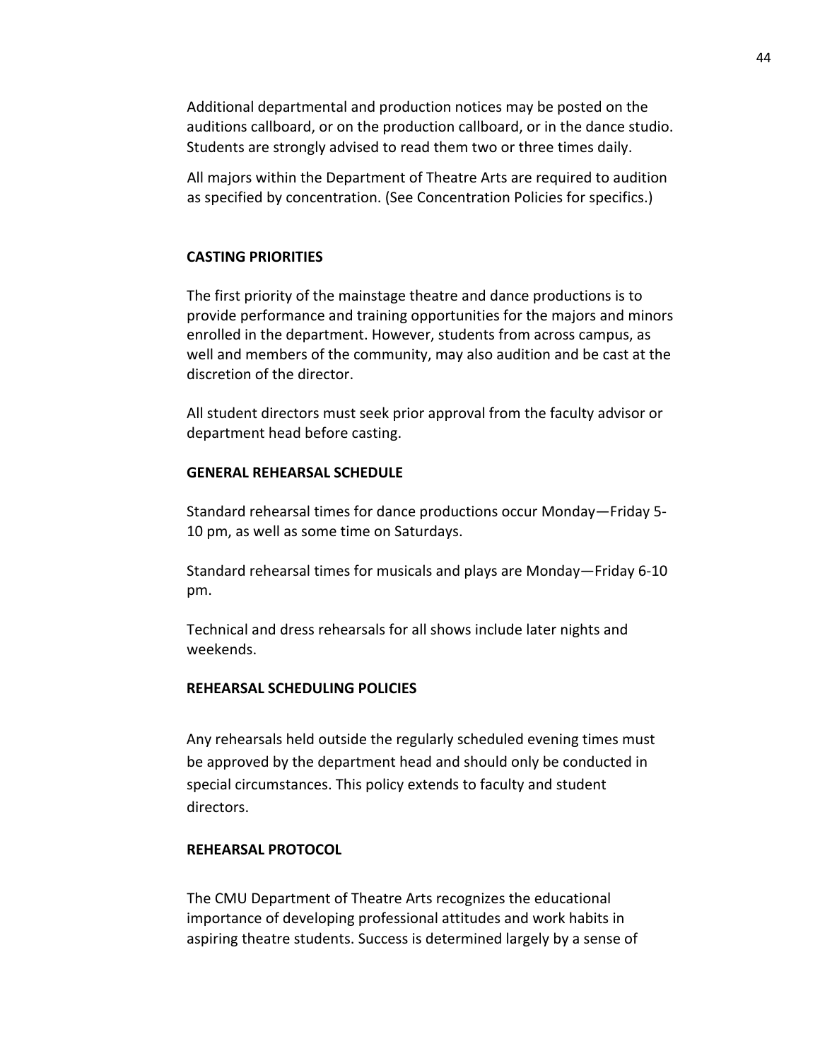Additional departmental and production notices may be posted on the auditions callboard, or on the production callboard, or in the dance studio. Students are strongly advised to read them two or three times daily.

All majors within the Department of Theatre Arts are required to audition as specified by concentration. (See Concentration Policies for specifics.)

## CASTING PRIORITIES

The first priority of the mainstage theatre and dance productions is to provide performance and training opportunities for the majors and minors enrolled in the department. However, students from across campus, as well and members of the community, may also audition and be cast at the discretion of the director.

All student directors must seek prior approval from the faculty advisor or department head before casting.

## GENERAL REHEARSAL SCHEDULE

Standard rehearsal times for dance productions occur Monday—Friday 5-10 pm, as well as some time on Saturdays.

Standard rehearsal times for musicals and plays are Monday—Friday 6-10 pm.

Technical and dress rehearsals for all shows include later nights and weekends.

## REHEARSAL SCHEDULING POLICIES

Any rehearsals held outside the regularly scheduled evening times must be approved by the department head and should only be conducted in special circumstances. This policy extends to faculty and student directors.

## REHEARSAL PROTOCOL

The CMU Department of Theatre Arts recognizes the educational importance of developing professional attitudes and work habits in aspiring theatre students. Success is determined largely by a sense of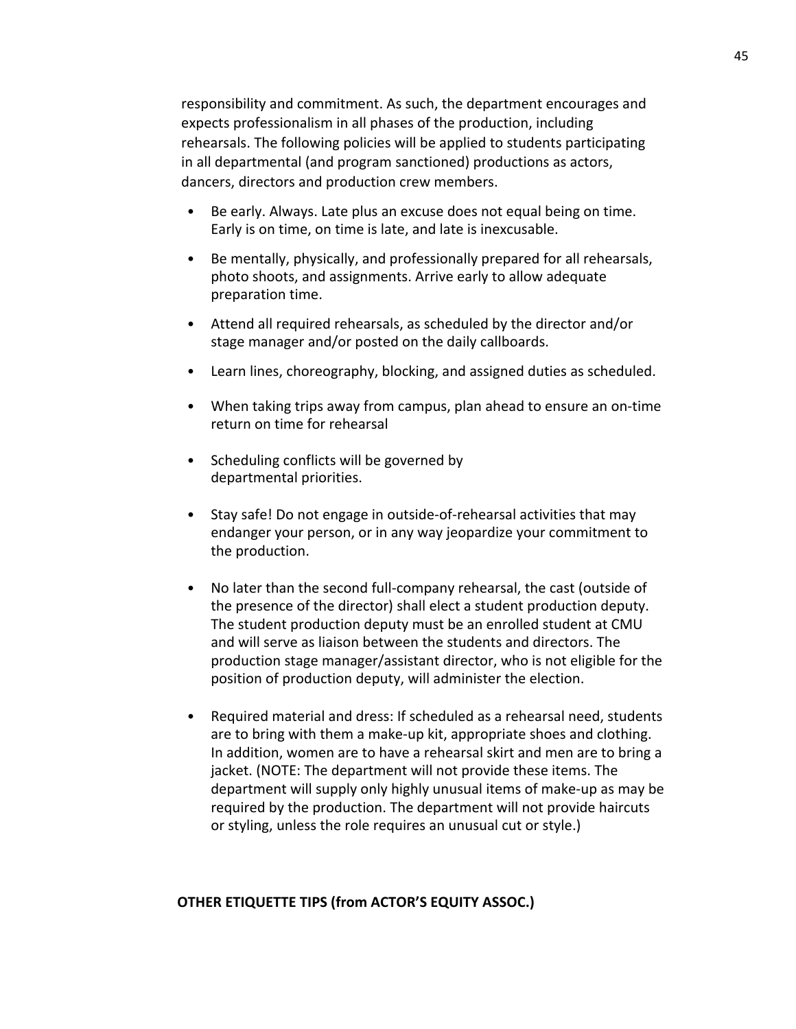responsibility and commitment. As such, the department encourages and expects professionalism in all phases of the production, including rehearsals. The following policies will be applied to students participating in all departmental (and program sanctioned) productions as actors, dancers, directors and production crew members.

- Be early. Always. Late plus an excuse does not equal being on time. Early is on time, on time is late, and late is inexcusable.
- Be mentally, physically, and professionally prepared for all rehearsals, photo shoots, and assignments. Arrive early to allow adequate preparation time.
- Attend all required rehearsals, as scheduled by the director and/or stage manager and/or posted on the daily callboards.
- Learn lines, choreography, blocking, and assigned duties as scheduled.
- When taking trips away from campus, plan ahead to ensure an on-time return on time for rehearsal
- Scheduling conflicts will be governed by departmental priorities.
- Stay safe! Do not engage in outside-of-rehearsal activities that may endanger your person, or in any way jeopardize your commitment to the production.
- No later than the second full-company rehearsal, the cast (outside of the presence of the director) shall elect a student production deputy. The student production deputy must be an enrolled student at CMU and will serve as liaison between the students and directors. The production stage manager/assistant director, who is not eligible for the position of production deputy, will administer the election.
- Required material and dress: If scheduled as a rehearsal need, students are to bring with them a make-up kit, appropriate shoes and clothing. In addition, women are to have a rehearsal skirt and men are to bring a jacket. (NOTE: The department will not provide these items. The department will supply only highly unusual items of make-up as may be required by the production. The department will not provide haircuts or styling, unless the role requires an unusual cut or style.)

**OTHER ETIQUETTE TIPS (from ACTOR'S EQUITY ASSOC.)**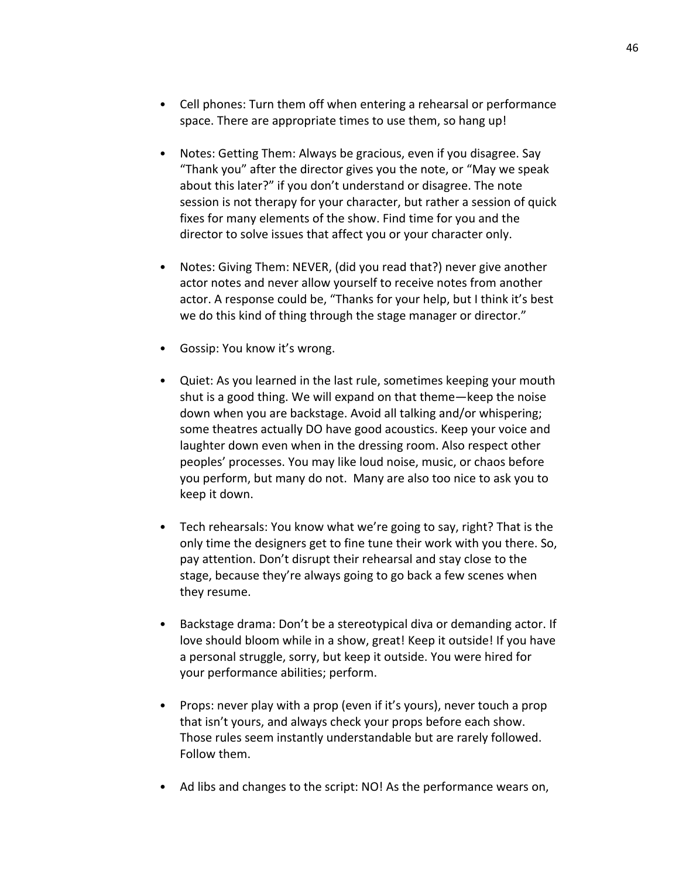- Cell phones: Turn them off when entering a rehearsal or performance space. There are appropriate times to use them, so hang up!

- Notes: Getting Them: Always be gracious, even if you disagree. Say "Thank you" after the director gives you the note, or "May we speak about this later?" if you don't understand or disagree. The note session is not therapy for your character, but rather a session of quick fixes for many elements of the show. Find time for you and the director to solve issues that affect you or your character only.

- Notes: Giving Them: NEVER, (did you read that?) never give another actor notes and never allow yourself to receive notes from another actor. A response could be, "Thanks for your help, but I think it's best we do this kind of thing through the stage manager or director."

- Gossip: You know it's wrong.

- Quiet: As you learned in the last rule, sometimes keeping your mouth shut is a good thing. We will expand on that theme—keep the noise down when you are backstage. Avoid all talking and/or whispering; some theatres actually DO have good acoustics. Keep your voice and laughter down even when in the dressing room. Also respect other peoples' processes. You may like loud noise, music, or chaos before you perform, but many do not. Many are also too nice to ask you to keep it down.

- Tech rehearsals: You know what we're going to say, right? That is the only time the designers get to fine tune their work with you there. So, pay attention. Don't disrupt their rehearsal and stay close to the stage, because they're always going to go back a few scenes when they resume.

- Backstage drama: Don't be a stereotypical diva or demanding actor. If love should bloom while in a show, great! Keep it outside! If you have a personal struggle, sorry, but keep it outside. You were hired for your performance abilities; perform.

- Props: never play with a prop (even if it's yours), never touch a prop that isn't yours, and always check your props before each show. Those rules seem instantly understandable but are rarely followed. Follow them.

- Ad libs and changes to the script: NO! As the performance wears on,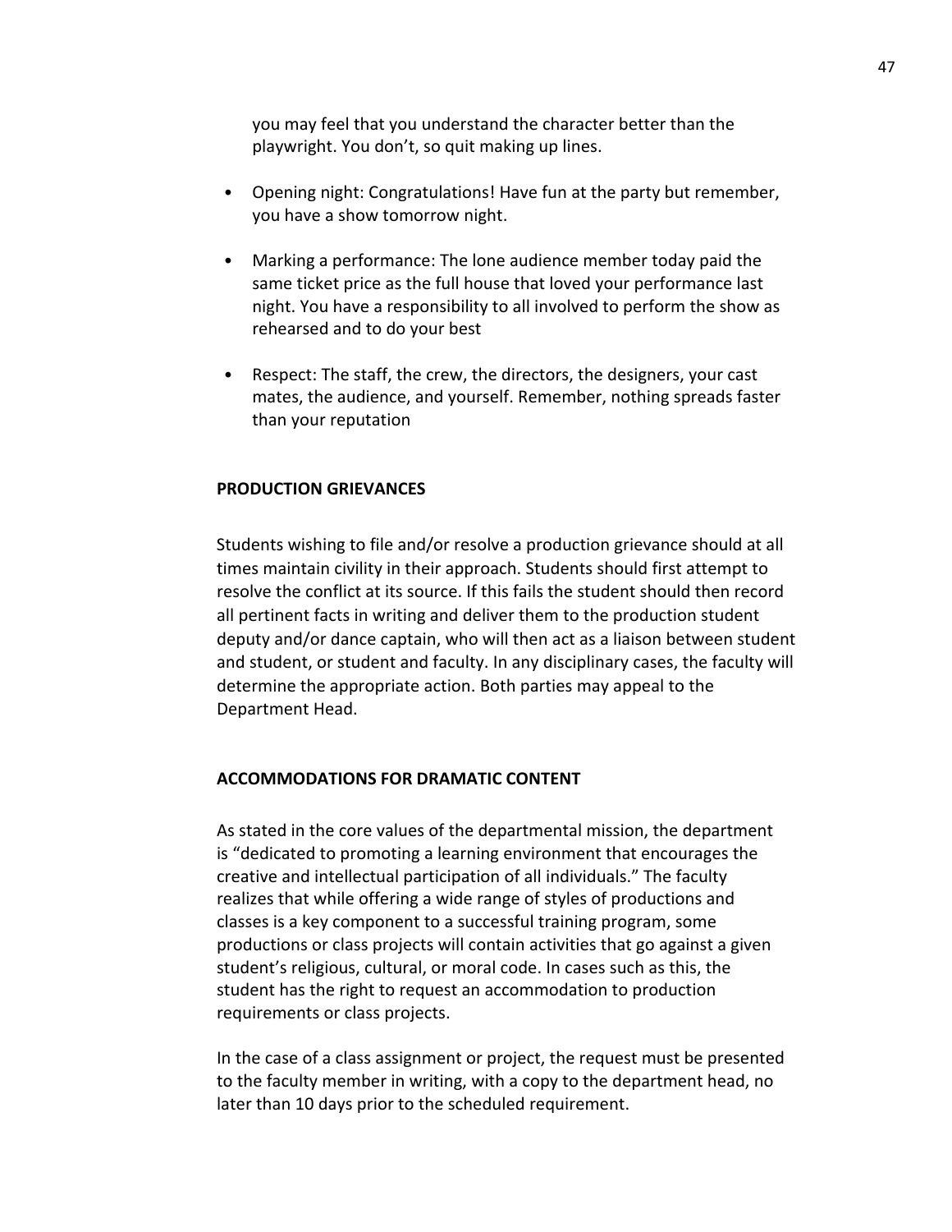you may feel that you understand the character better than the playwright. You don't, so quit making up lines.

- Opening night: Congratulations! Have fun at the party but remember, you have a show tomorrow night.

- Marking a performance: The lone audience member today paid the same ticket price as the full house that loved your performance last night. You have a responsibility to all involved to perform the show as rehearsed and to do your best

- Respect: The staff, the crew, the directors, the designers, your cast mates, the audience, and yourself. Remember, nothing spreads faster than your reputation

**PRODUCTION GRIEVANCES**

Students wishing to file and/or resolve a production grievance should at all times maintain civility in their approach. Students should first attempt to resolve the conflict at its source. If this fails the student should then record all pertinent facts in writing and deliver them to the production student deputy and/or dance captain, who will then act as a liaison between student and student, or student and faculty. In any disciplinary cases, the faculty will determine the appropriate action. Both parties may appeal to the Department Head.

**ACCOMMODATIONS FOR DRAMATIC CONTENT**

As stated in the core values of the departmental mission, the department is "dedicated to promoting a learning environment that encourages the creative and intellectual participation of all individuals." The faculty realizes that while offering a wide range of styles of productions and classes is a key component to a successful training program, some productions or class projects will contain activities that go against a given student's religious, cultural, or moral code. In cases such as this, the student has the right to request an accommodation to production requirements or class projects.

In the case of a class assignment or project, the request must be presented to the faculty member in writing, with a copy to the department head, no later than 10 days prior to the scheduled requirement.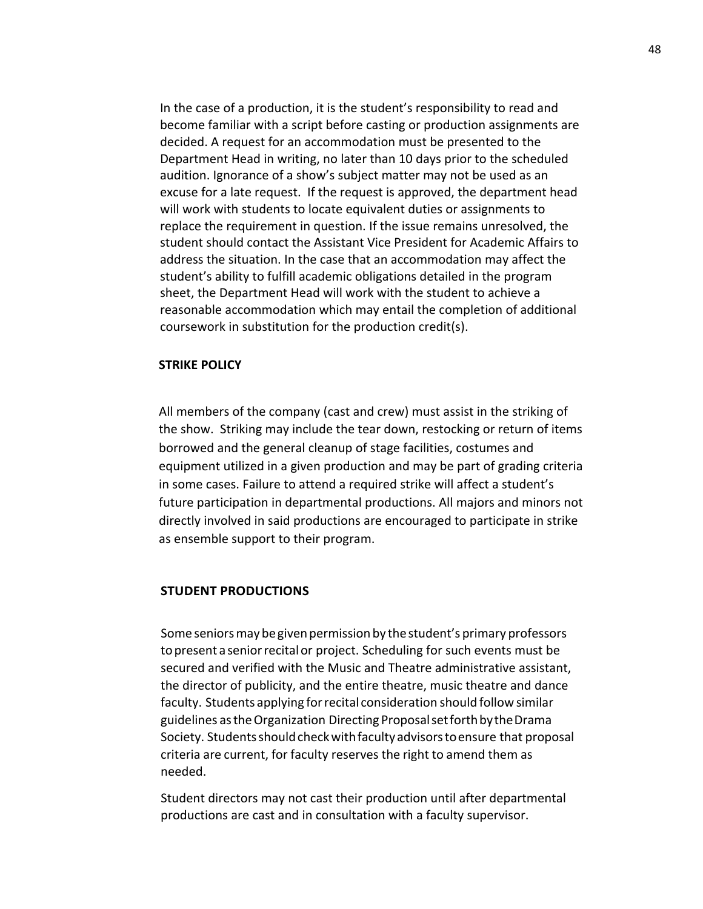In the case of a production, it is the student's responsibility to read and become familiar with a script before casting or production assignments are decided. A request for an accommodation must be presented to the Department Head in writing, no later than 10 days prior to the scheduled audition. Ignorance of a show's subject matter may not be used as an excuse for a late request. If the request is approved, the department head will work with students to locate equivalent duties or assignments to replace the requirement in question. If the issue remains unresolved, the student should contact the Assistant Vice President for Academic Affairs to address the situation. In the case that an accommodation may affect the student's ability to fulfill academic obligations detailed in the program sheet, the Department Head will work with the student to achieve a reasonable accommodation which may entail the completion of additional coursework in substitution for the production credit(s).

**STRIKE POLICY**

All members of the company (cast and crew) must assist in the striking of the show. Striking may include the tear down, restocking or return of items borrowed and the general cleanup of stage facilities, costumes and equipment utilized in a given production and may be part of grading criteria in some cases. Failure to attend a required strike will affect a student's future participation in departmental productions. All majors and minors not directly involved in said productions are encouraged to participate in strike as ensemble support to their program.

**STUDENT PRODUCTIONS**

Some seniors may be given permission by the student's primary professors to present a senior recital or project. Scheduling for such events must be secured and verified with the Music and Theatre administrative assistant, the director of publicity, and the entire theatre, music theatre and dance faculty. Students applying for recital consideration should follow similar guidelines as the Organization Directing Proposal set forth by the Drama Society. Students should check with faculty advisors to ensure that proposal criteria are current, for faculty reserves the right to amend them as needed.

Student directors may not cast their production until after departmental productions are cast and in consultation with a faculty supervisor.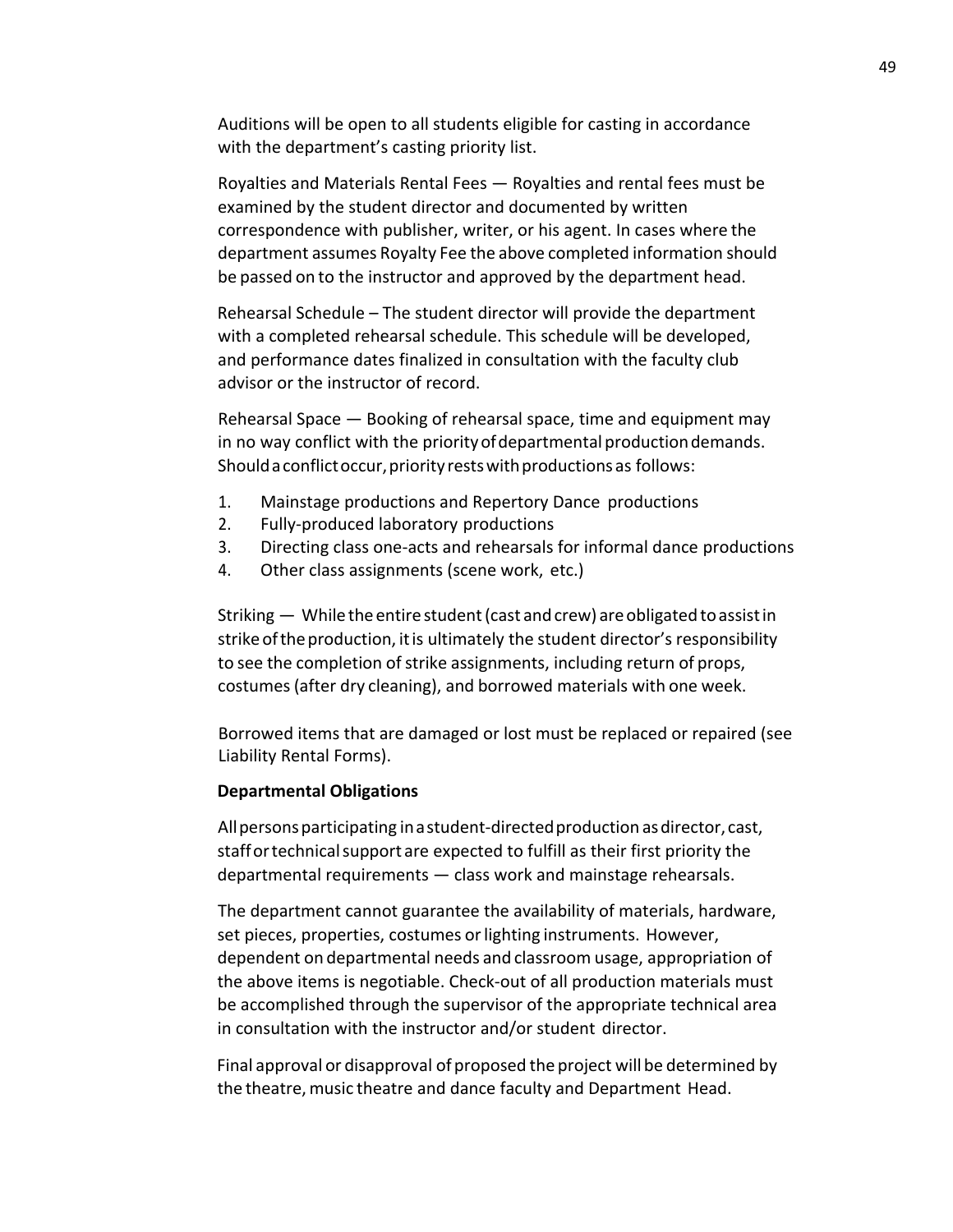Auditions will be open to all students eligible for casting in accordance with the department's casting priority list.

Royalties and Materials Rental Fees — Royalties and rental fees must be examined by the student director and documented by written correspondence with publisher, writer, or his agent. In cases where the department assumes Royalty Fee the above completed information should be passed on to the instructor and approved by the department head.

Rehearsal Schedule – The student director will provide the department with a completed rehearsal schedule. This schedule will be developed, and performance dates finalized in consultation with the faculty club advisor or the instructor of record.

Rehearsal Space — Booking of rehearsal space, time and equipment may in no way conflict with the priority of departmental production demands. Should a conflict occur, priority rests with productions as follows:

1. Mainstage productions and Repertory Dance productions
2. Fully-produced laboratory productions
3. Directing class one-acts and rehearsals for informal dance productions
4. Other class assignments (scene work, etc.)

Striking — While the entire student (cast and crew) are obligated to assist in strike of the production, it is ultimately the student director's responsibility to see the completion of strike assignments, including return of props, costumes (after dry cleaning), and borrowed materials with one week.

Borrowed items that are damaged or lost must be replaced or repaired (see Liability Rental Forms).

**Departmental Obligations**

All persons participating in a student-directed production as director, cast, staff or technical support are expected to fulfill as their first priority the departmental requirements — class work and mainstage rehearsals.

The department cannot guarantee the availability of materials, hardware, set pieces, properties, costumes or lighting instruments. However, dependent on departmental needs and classroom usage, appropriation of the above items is negotiable. Check-out of all production materials must be accomplished through the supervisor of the appropriate technical area in consultation with the instructor and/or student director.

Final approval or disapproval of proposed the project will be determined by the theatre, music theatre and dance faculty and Department Head.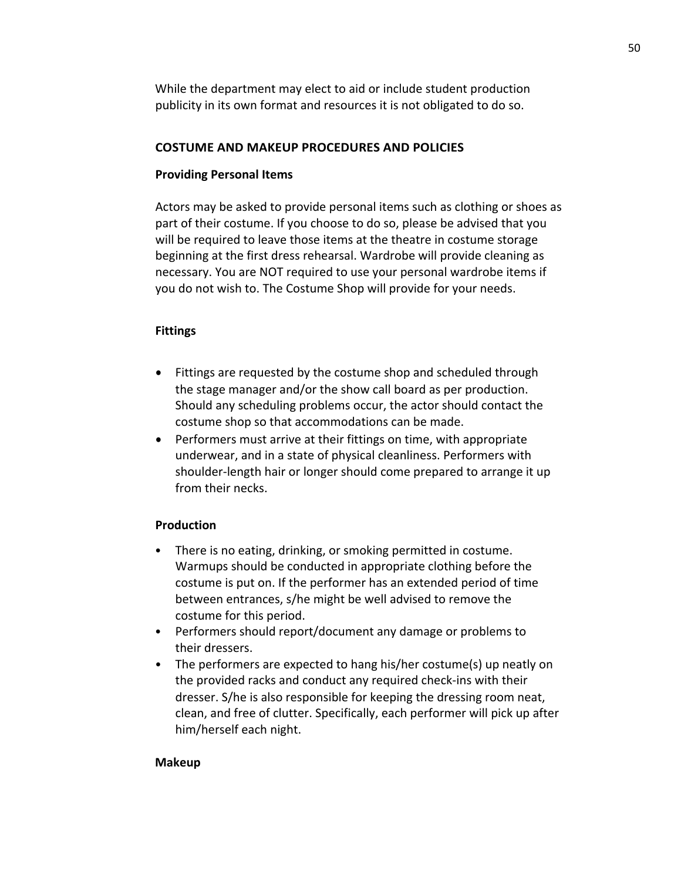While the department may elect to aid or include student production publicity in its own format and resources it is not obligated to do so.

## COSTUME AND MAKEUP PROCEDURES AND POLICIES

### Providing Personal Items

Actors may be asked to provide personal items such as clothing or shoes as part of their costume. If you choose to do so, please be advised that you will be required to leave those items at the theatre in costume storage beginning at the first dress rehearsal. Wardrobe will provide cleaning as necessary. You are NOT required to use your personal wardrobe items if you do not wish to. The Costume Shop will provide for your needs.

### Fittings

- Fittings are requested by the costume shop and scheduled through the stage manager and/or the show call board as per production. Should any scheduling problems occur, the actor should contact the costume shop so that accommodations can be made.
- Performers must arrive at their fittings on time, with appropriate underwear, and in a state of physical cleanliness. Performers with shoulder-length hair or longer should come prepared to arrange it up from their necks.

### Production

- There is no eating, drinking, or smoking permitted in costume. Warmups should be conducted in appropriate clothing before the costume is put on. If the performer has an extended period of time between entrances, s/he might be well advised to remove the costume for this period.
- Performers should report/document any damage or problems to their dressers.
- The performers are expected to hang his/her costume(s) up neatly on the provided racks and conduct any required check-ins with their dresser. S/he is also responsible for keeping the dressing room neat, clean, and free of clutter. Specifically, each performer will pick up after him/herself each night.

### Makeup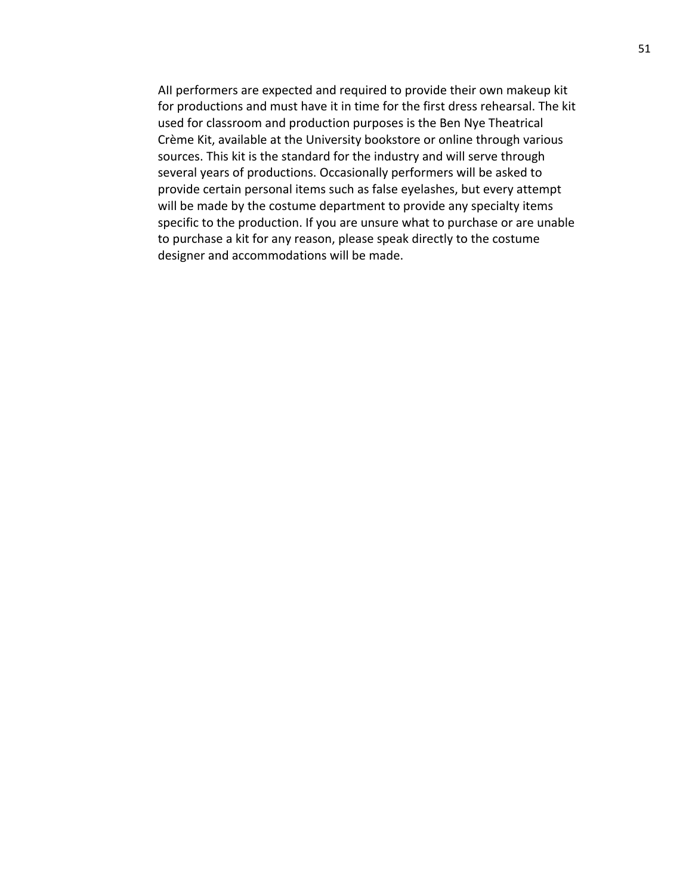AII performers are expected and required to provide their own makeup kit for productions and must have it in time for the first dress rehearsal. The kit used for classroom and production purposes is the Ben Nye Theatrical Crème Kit, available at the University bookstore or online through various sources. This kit is the standard for the industry and will serve through several years of productions. Occasionally performers will be asked to provide certain personal items such as false eyelashes, but every attempt will be made by the costume department to provide any specialty items specific to the production. If you are unsure what to purchase or are unable to purchase a kit for any reason, please speak directly to the costume designer and accommodations will be made.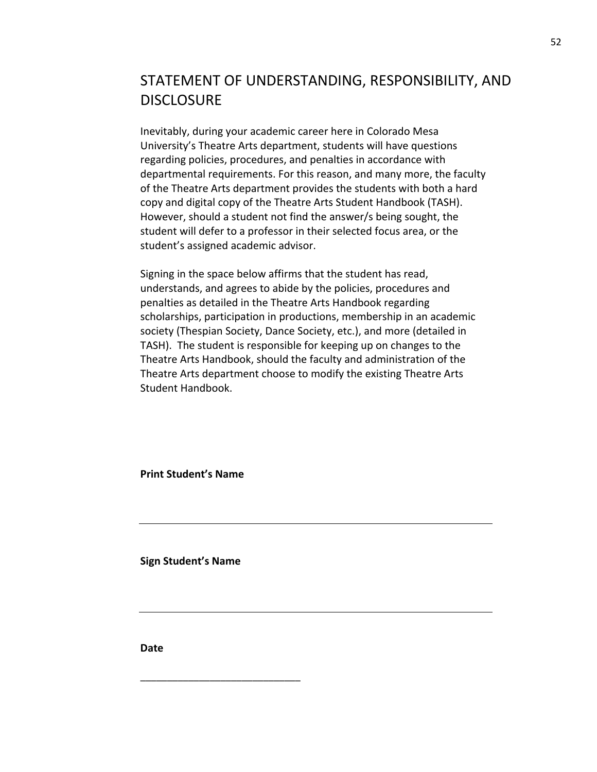# STATEMENT OF UNDERSTANDING, RESPONSIBILITY, AND DISCLOSURE

Inevitably, during your academic career here in Colorado Mesa University's Theatre Arts department, students will have questions regarding policies, procedures, and penalties in accordance with departmental requirements. For this reason, and many more, the faculty of the Theatre Arts department provides the students with both a hard copy and digital copy of the Theatre Arts Student Handbook (TASH). However, should a student not find the answer/s being sought, the student will defer to a professor in their selected focus area, or the student's assigned academic advisor.

Signing in the space below affirms that the student has read, understands, and agrees to abide by the policies, procedures and penalties as detailed in the Theatre Arts Handbook regarding scholarships, participation in productions, membership in an academic society (Thespian Society, Dance Society, etc.), and more (detailed in TASH). The student is responsible for keeping up on changes to the Theatre Arts Handbook, should the faculty and administration of the Theatre Arts department choose to modify the existing Theatre Arts Student Handbook.

**Print Student's Name**

______________________________________________

**Sign Student's Name**

______________________________________________

**Date**

____________________________